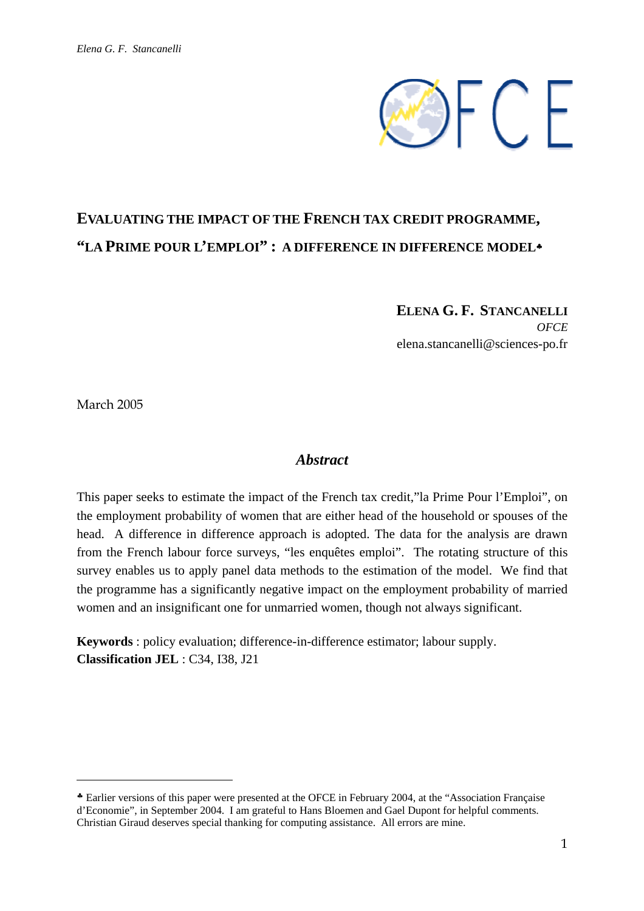# EVALUATING THE IMPACT OF THE FRENCH TAX CREDIT PROGRAMME, "LA PRIME POUR L'EMPLOI" : A DIFFERENCE IN DIFFERENCE MODEL♣

**ELENA G. F. STANCANELLI**
*OFCE*
elena.stancanelli@sciences-po.fr

March 2005

## *Abstract*

This paper seeks to estimate the impact of the French tax credit,"la Prime Pour l'Emploi", on the employment probability of women that are either head of the household or spouses of the head. A difference in difference approach is adopted. The data for the analysis are drawn from the French labour force surveys, "les enquêtes emploi". The rotating structure of this survey enables us to apply panel data methods to the estimation of the model. We find that the programme has a significantly negative impact on the employment probability of married women and an insignificant one for unmarried women, though not always significant.

**Keywords** : policy evaluation; difference-in-difference estimator; labour supply.
**Classification JEL** : C34, I38, J21

---

♣ Earlier versions of this paper were presented at the OFCE in February 2004, at the "Association Française d'Economie", in September 2004. I am grateful to Hans Bloemen and Gael Dupont for helpful comments. Christian Giraud deserves special thanking for computing assistance. All errors are mine.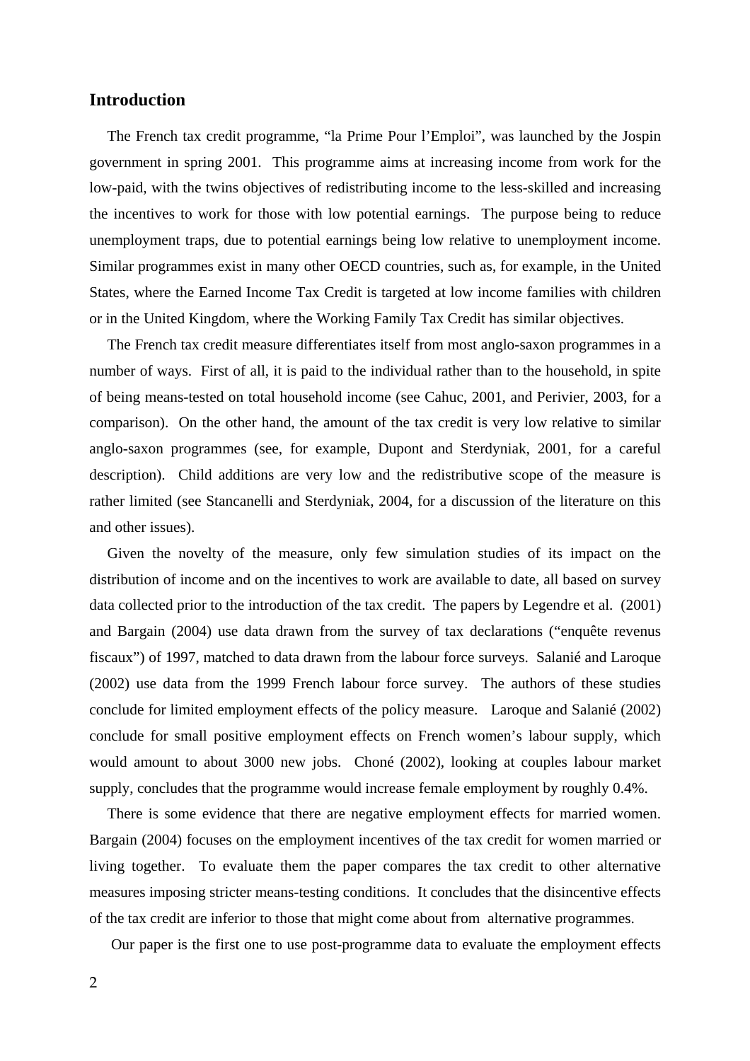## Introduction

The French tax credit programme, "la Prime Pour l'Emploi", was launched by the Jospin government in spring 2001. This programme aims at increasing income from work for the low-paid, with the twins objectives of redistributing income to the less-skilled and increasing the incentives to work for those with low potential earnings. The purpose being to reduce unemployment traps, due to potential earnings being low relative to unemployment income. Similar programmes exist in many other OECD countries, such as, for example, in the United States, where the Earned Income Tax Credit is targeted at low income families with children or in the United Kingdom, where the Working Family Tax Credit has similar objectives.

The French tax credit measure differentiates itself from most anglo-saxon programmes in a number of ways. First of all, it is paid to the individual rather than to the household, in spite of being means-tested on total household income (see Cahuc, 2001, and Perivier, 2003, for a comparison). On the other hand, the amount of the tax credit is very low relative to similar anglo-saxon programmes (see, for example, Dupont and Sterdyniak, 2001, for a careful description). Child additions are very low and the redistributive scope of the measure is rather limited (see Stancanelli and Sterdyniak, 2004, for a discussion of the literature on this and other issues).

Given the novelty of the measure, only few simulation studies of its impact on the distribution of income and on the incentives to work are available to date, all based on survey data collected prior to the introduction of the tax credit. The papers by Legendre et al. (2001) and Bargain (2004) use data drawn from the survey of tax declarations ("enquête revenus fiscaux") of 1997, matched to data drawn from the labour force surveys. Salanié and Laroque (2002) use data from the 1999 French labour force survey. The authors of these studies conclude for limited employment effects of the policy measure. Laroque and Salanié (2002) conclude for small positive employment effects on French women's labour supply, which would amount to about 3000 new jobs. Choné (2002), looking at couples labour market supply, concludes that the programme would increase female employment by roughly 0.4%.

There is some evidence that there are negative employment effects for married women. Bargain (2004) focuses on the employment incentives of the tax credit for women married or living together. To evaluate them the paper compares the tax credit to other alternative measures imposing stricter means-testing conditions. It concludes that the disincentive effects of the tax credit are inferior to those that might come about from alternative programmes.

Our paper is the first one to use post-programme data to evaluate the employment effects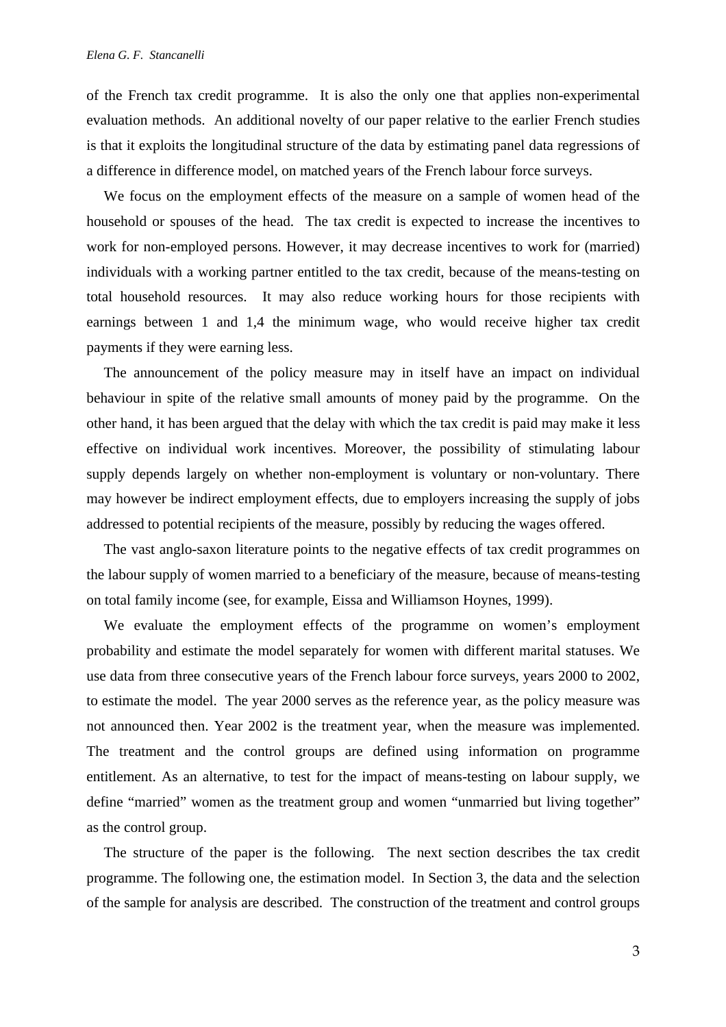of the French tax credit programme. It is also the only one that applies non-experimental evaluation methods. An additional novelty of our paper relative to the earlier French studies is that it exploits the longitudinal structure of the data by estimating panel data regressions of a difference in difference model, on matched years of the French labour force surveys.

We focus on the employment effects of the measure on a sample of women head of the household or spouses of the head. The tax credit is expected to increase the incentives to work for non-employed persons. However, it may decrease incentives to work for (married) individuals with a working partner entitled to the tax credit, because of the means-testing on total household resources. It may also reduce working hours for those recipients with earnings between 1 and 1,4 the minimum wage, who would receive higher tax credit payments if they were earning less.

The announcement of the policy measure may in itself have an impact on individual behaviour in spite of the relative small amounts of money paid by the programme. On the other hand, it has been argued that the delay with which the tax credit is paid may make it less effective on individual work incentives. Moreover, the possibility of stimulating labour supply depends largely on whether non-employment is voluntary or non-voluntary. There may however be indirect employment effects, due to employers increasing the supply of jobs addressed to potential recipients of the measure, possibly by reducing the wages offered.

The vast anglo-saxon literature points to the negative effects of tax credit programmes on the labour supply of women married to a beneficiary of the measure, because of means-testing on total family income (see, for example, Eissa and Williamson Hoynes, 1999).

We evaluate the employment effects of the programme on women's employment probability and estimate the model separately for women with different marital statuses. We use data from three consecutive years of the French labour force surveys, years 2000 to 2002, to estimate the model. The year 2000 serves as the reference year, as the policy measure was not announced then. Year 2002 is the treatment year, when the measure was implemented. The treatment and the control groups are defined using information on programme entitlement. As an alternative, to test for the impact of means-testing on labour supply, we define "married" women as the treatment group and women "unmarried but living together" as the control group.

The structure of the paper is the following. The next section describes the tax credit programme. The following one, the estimation model. In Section 3, the data and the selection of the sample for analysis are described. The construction of the treatment and control groups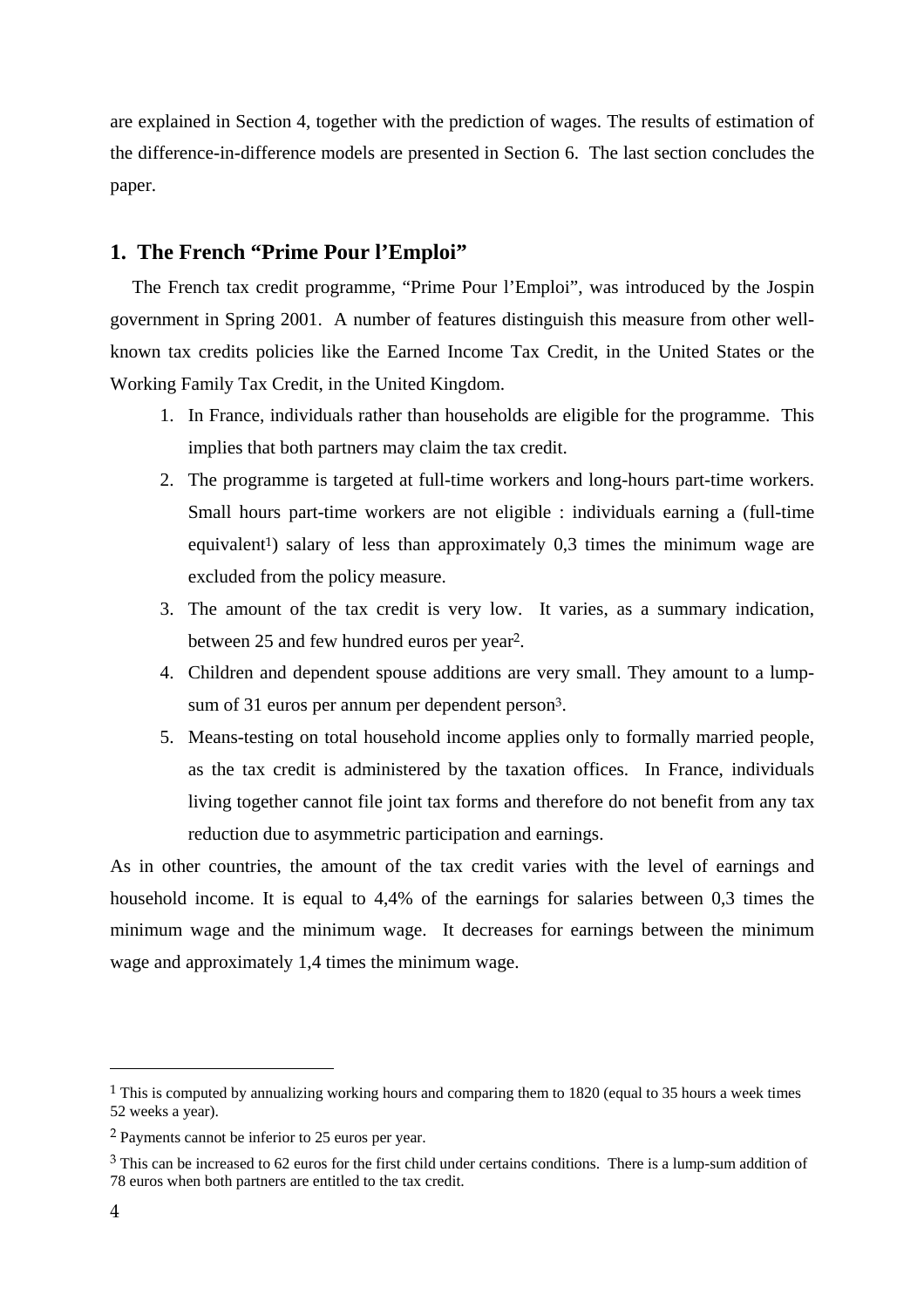are explained in Section 4, together with the prediction of wages. The results of estimation of the difference-in-difference models are presented in Section 6. The last section concludes the paper.

## 1. The French "Prime Pour l'Emploi"

The French tax credit programme, "Prime Pour l'Emploi", was introduced by the Jospin government in Spring 2001. A number of features distinguish this measure from other well-known tax credits policies like the Earned Income Tax Credit, in the United States or the Working Family Tax Credit, in the United Kingdom.

1. In France, individuals rather than households are eligible for the programme. This implies that both partners may claim the tax credit.
2. The programme is targeted at full-time workers and long-hours part-time workers. Small hours part-time workers are not eligible : individuals earning a (full-time equivalent[1]) salary of less than approximately 0,3 times the minimum wage are excluded from the policy measure.
3. The amount of the tax credit is very low. It varies, as a summary indication, between 25 and few hundred euros per year[2].
4. Children and dependent spouse additions are very small. They amount to a lump-sum of 31 euros per annum per dependent person[3].
5. Means-testing on total household income applies only to formally married people, as the tax credit is administered by the taxation offices. In France, individuals living together cannot file joint tax forms and therefore do not benefit from any tax reduction due to asymmetric participation and earnings.

As in other countries, the amount of the tax credit varies with the level of earnings and household income. It is equal to 4,4% of the earnings for salaries between 0,3 times the minimum wage and the minimum wage. It decreases for earnings between the minimum wage and approximately 1,4 times the minimum wage.

---

[1] This is computed by annualizing working hours and comparing them to 1820 (equal to 35 hours a week times 52 weeks a year).

[2] Payments cannot be inferior to 25 euros per year.

[3] This can be increased to 62 euros for the first child under certains conditions. There is a lump-sum addition of 78 euros when both partners are entitled to the tax credit.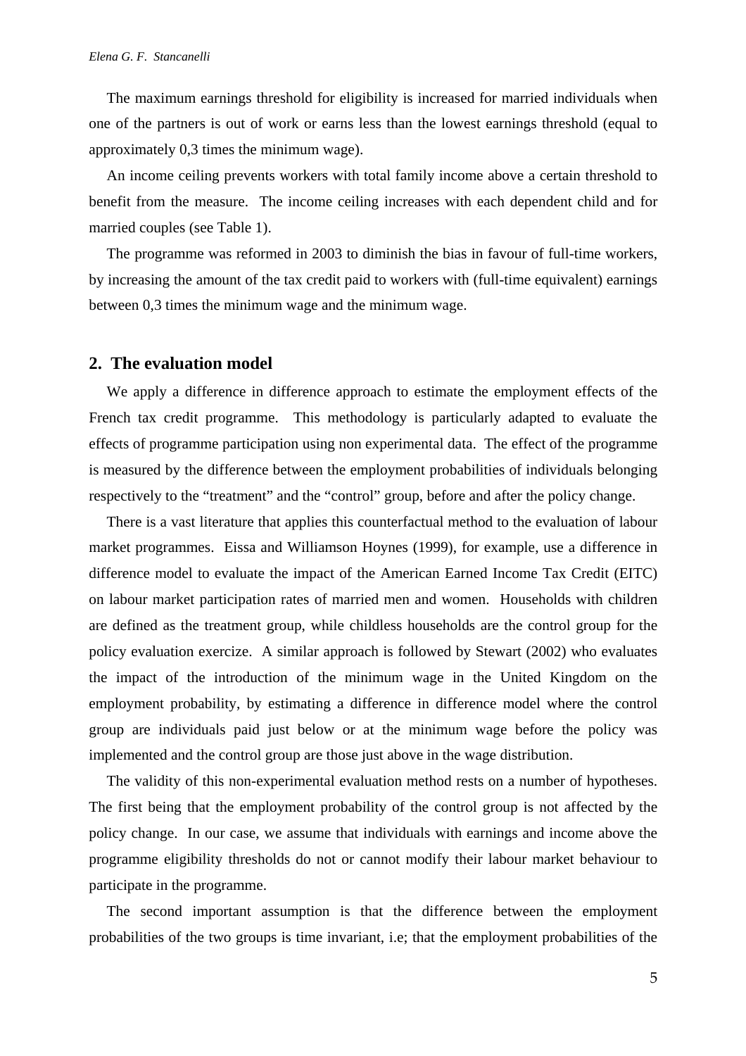The maximum earnings threshold for eligibility is increased for married individuals when one of the partners is out of work or earns less than the lowest earnings threshold (equal to approximately 0,3 times the minimum wage).

An income ceiling prevents workers with total family income above a certain threshold to benefit from the measure. The income ceiling increases with each dependent child and for married couples (see Table 1).

The programme was reformed in 2003 to diminish the bias in favour of full-time workers, by increasing the amount of the tax credit paid to workers with (full-time equivalent) earnings between 0,3 times the minimum wage and the minimum wage.

## 2. The evaluation model

We apply a difference in difference approach to estimate the employment effects of the French tax credit programme. This methodology is particularly adapted to evaluate the effects of programme participation using non experimental data. The effect of the programme is measured by the difference between the employment probabilities of individuals belonging respectively to the "treatment" and the "control" group, before and after the policy change.

There is a vast literature that applies this counterfactual method to the evaluation of labour market programmes. Eissa and Williamson Hoynes (1999), for example, use a difference in difference model to evaluate the impact of the American Earned Income Tax Credit (EITC) on labour market participation rates of married men and women. Households with children are defined as the treatment group, while childless households are the control group for the policy evaluation exercize. A similar approach is followed by Stewart (2002) who evaluates the impact of the introduction of the minimum wage in the United Kingdom on the employment probability, by estimating a difference in difference model where the control group are individuals paid just below or at the minimum wage before the policy was implemented and the control group are those just above in the wage distribution.

The validity of this non-experimental evaluation method rests on a number of hypotheses. The first being that the employment probability of the control group is not affected by the policy change. In our case, we assume that individuals with earnings and income above the programme eligibility thresholds do not or cannot modify their labour market behaviour to participate in the programme.

The second important assumption is that the difference between the employment probabilities of the two groups is time invariant, i.e; that the employment probabilities of the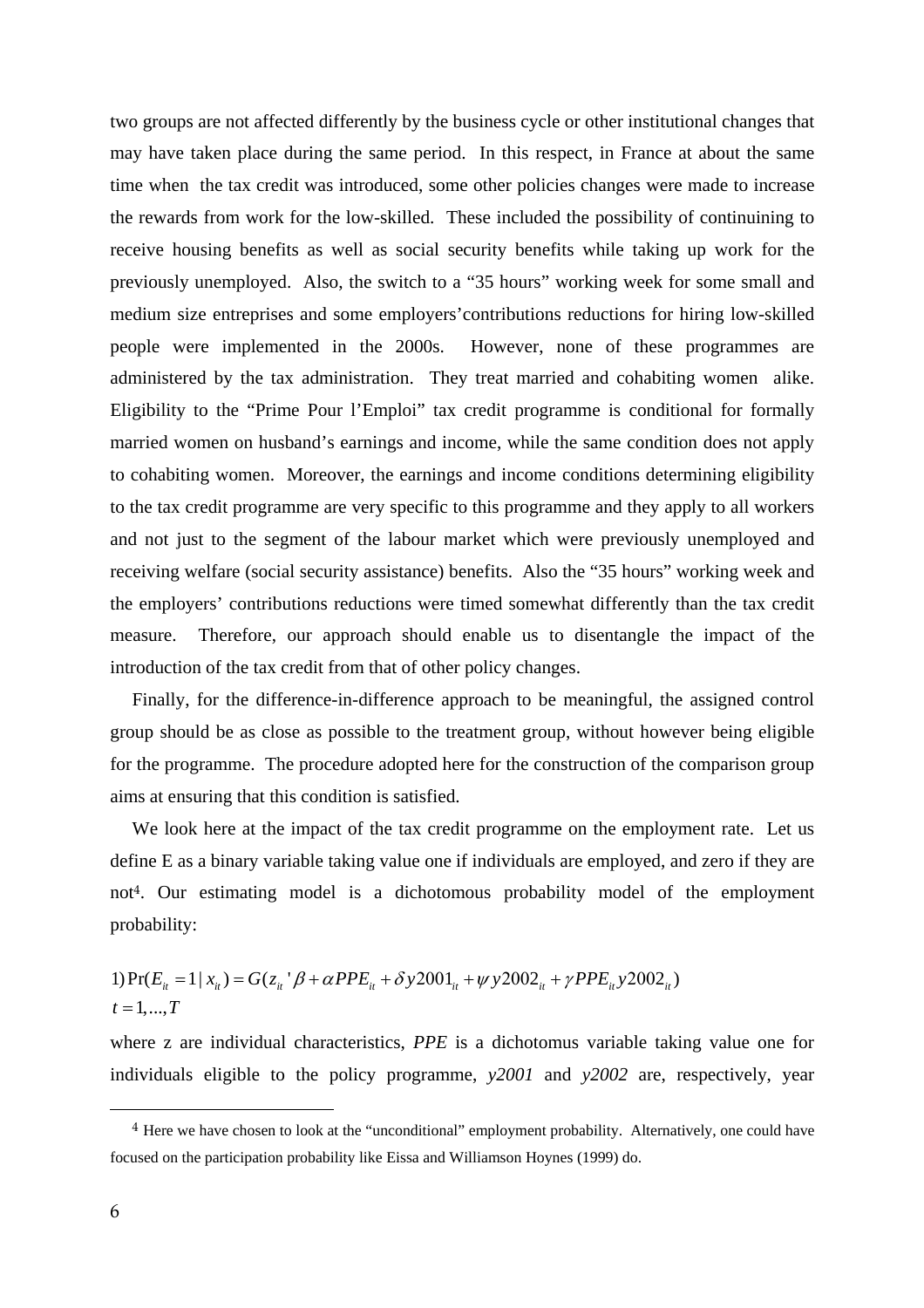two groups are not affected differently by the business cycle or other institutional changes that may have taken place during the same period. In this respect, in France at about the same time when the tax credit was introduced, some other policies changes were made to increase the rewards from work for the low-skilled. These included the possibility of continuining to receive housing benefits as well as social security benefits while taking up work for the previously unemployed. Also, the switch to a "35 hours" working week for some small and medium size entreprises and some employers'contributions reductions for hiring low-skilled people were implemented in the 2000s. However, none of these programmes are administered by the tax administration. They treat married and cohabiting women alike. Eligibility to the "Prime Pour l'Emploi" tax credit programme is conditional for formally married women on husband's earnings and income, while the same condition does not apply to cohabiting women. Moreover, the earnings and income conditions determining eligibility to the tax credit programme are very specific to this programme and they apply to all workers and not just to the segment of the labour market which were previously unemployed and receiving welfare (social security assistance) benefits. Also the "35 hours" working week and the employers' contributions reductions were timed somewhat differently than the tax credit measure. Therefore, our approach should enable us to disentangle the impact of the introduction of the tax credit from that of other policy changes.

Finally, for the difference-in-difference approach to be meaningful, the assigned control group should be as close as possible to the treatment group, without however being eligible for the programme. The procedure adopted here for the construction of the comparison group aims at ensuring that this condition is satisfied.

We look here at the impact of the tax credit programme on the employment rate. Let us define E as a binary variable taking value one if individuals are employed, and zero if they are not[4]. Our estimating model is a dichotomous probability model of the employment probability:

$$1)\ \Pr(E_{it} = 1 \mid x_{it}) = G(z_{it}'\beta + \alpha PPE_{it} + \delta y2001_{it} + \psi y2002_{it} + \gamma PPE_{it} y2002_{it})$$
$$t = 1, ..., T$$

where z are individual characteristics, *PPE* is a dichotomus variable taking value one for individuals eligible to the policy programme, *y2001* and *y2002* are, respectively, year

[4] Here we have chosen to look at the "unconditional" employment probability. Alternatively, one could have focused on the participation probability like Eissa and Williamson Hoynes (1999) do.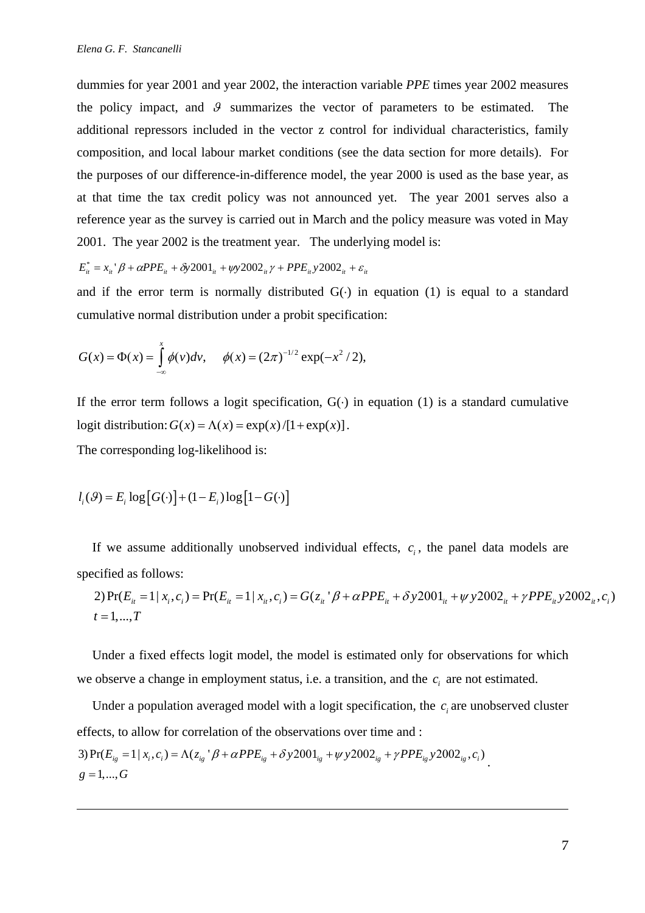dummies for year 2001 and year 2002, the interaction variable *PPE* times year 2002 measures the policy impact, and $\vartheta$ summarizes the vector of parameters to be estimated. The additional repressors included in the vector z control for individual characteristics, family composition, and local labour market conditions (see the data section for more details). For the purposes of our difference-in-difference model, the year 2000 is used as the base year, as at that time the tax credit policy was not announced yet. The year 2001 serves also a reference year as the survey is carried out in March and the policy measure was voted in May 2001. The year 2002 is the treatment year. The underlying model is:

$$E^*_{it} = x_{it}'\beta + \alpha PPE_{it} + \delta y2001_{it} + \psi y2002_{it}\gamma + PPE_{it}y2002_{it} + \varepsilon_{it}$$

and if the error term is normally distributed G(·) in equation (1) is equal to a standard cumulative normal distribution under a probit specification:

$$G(x) = \Phi(x) = \int_{-\infty}^{x} \phi(v)dv, \quad \phi(x) = (2\pi)^{-1/2}\exp(-x^2/2),$$

If the error term follows a logit specification, G(·) in equation (1) is a standard cumulative logit distribution: $G(x) = \Lambda(x) = \exp(x)/[1+\exp(x)]$.

The corresponding log-likelihood is:

$$l_i(\vartheta) = E_i \log\left[G(\cdot)\right] + (1-E_i)\log\left[1-G(\cdot)\right]$$

If we assume additionally unobserved individual effects, $c_i$, the panel data models are specified as follows:

$$2)\ \Pr(E_{it} = 1 \mid x_i, c_i) = \Pr(E_{it} = 1 \mid x_{it}, c_i) = G(z_{it}'\beta + \alpha PPE_{it} + \delta y2001_{it} + \psi y2002_{it} + \gamma PPE_{it}y2002_{it}, c_i)$$
$$t = 1, ..., T$$

Under a fixed effects logit model, the model is estimated only for observations for which we observe a change in employment status, i.e. a transition, and the $c_i$ are not estimated.

Under a population averaged model with a logit specification, the $c_i$ are unobserved cluster effects, to allow for correlation of the observations over time and :

$$3)\ \Pr(E_{ig} = 1 \mid x_i, c_i) = \Lambda(z_{ig}'\beta + \alpha PPE_{ig} + \delta y2001_{ig} + \psi y2002_{ig} + \gamma PPE_{ig}y2002_{ig}, c_i).$$
$$g = 1, ..., G$$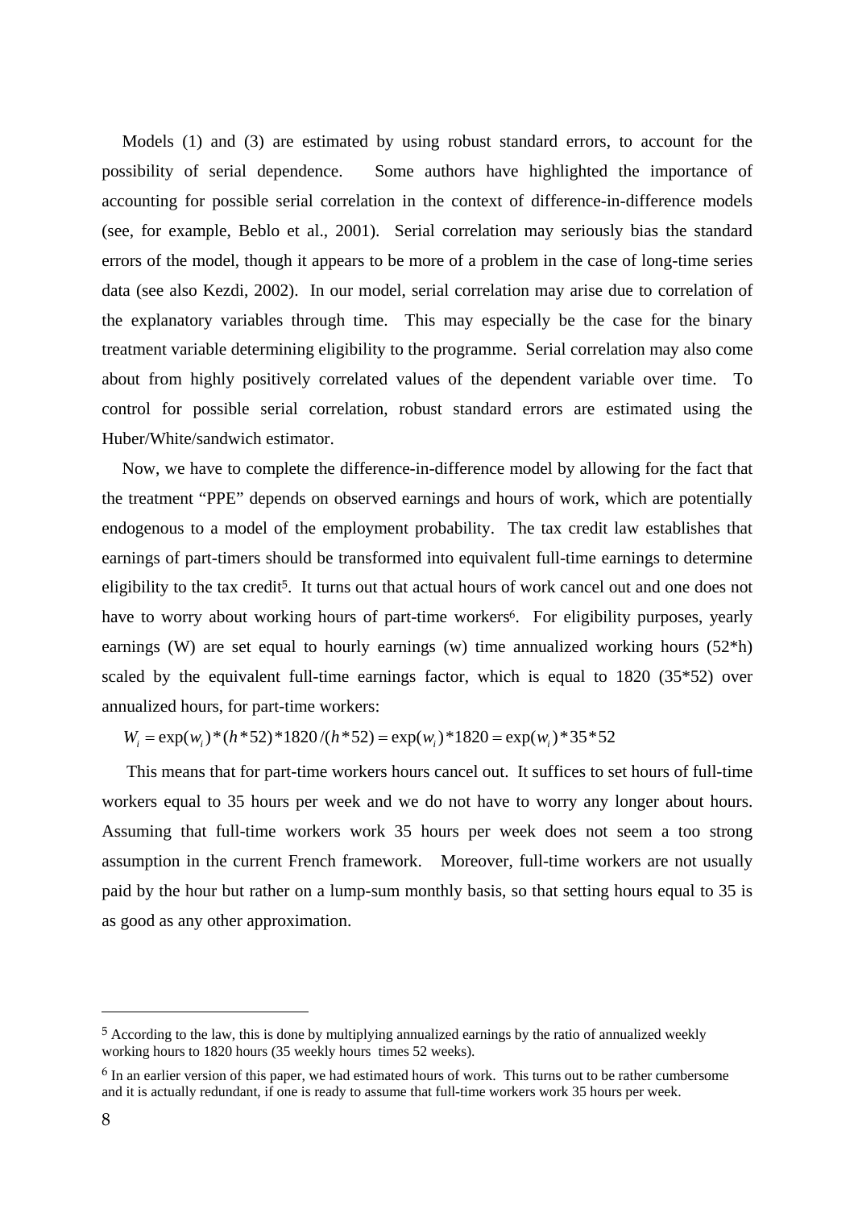Models (1) and (3) are estimated by using robust standard errors, to account for the possibility of serial dependence. Some authors have highlighted the importance of accounting for possible serial correlation in the context of difference-in-difference models (see, for example, Beblo et al., 2001). Serial correlation may seriously bias the standard errors of the model, though it appears to be more of a problem in the case of long-time series data (see also Kezdi, 2002). In our model, serial correlation may arise due to correlation of the explanatory variables through time. This may especially be the case for the binary treatment variable determining eligibility to the programme. Serial correlation may also come about from highly positively correlated values of the dependent variable over time. To control for possible serial correlation, robust standard errors are estimated using the Huber/White/sandwich estimator.

Now, we have to complete the difference-in-difference model by allowing for the fact that the treatment "PPE" depends on observed earnings and hours of work, which are potentially endogenous to a model of the employment probability. The tax credit law establishes that earnings of part-timers should be transformed into equivalent full-time earnings to determine eligibility to the tax credit[5]. It turns out that actual hours of work cancel out and one does not have to worry about working hours of part-time workers[6]. For eligibility purposes, yearly earnings (W) are set equal to hourly earnings (w) time annualized working hours (52*h) scaled by the equivalent full-time earnings factor, which is equal to 1820 (35*52) over annualized hours, for part-time workers:

$$W_i = \exp(w_i)*(h*52)*1820/(h*52) = \exp(w_i)*1820 = \exp(w_i)*35*52$$

This means that for part-time workers hours cancel out. It suffices to set hours of full-time workers equal to 35 hours per week and we do not have to worry any longer about hours. Assuming that full-time workers work 35 hours per week does not seem a too strong assumption in the current French framework. Moreover, full-time workers are not usually paid by the hour but rather on a lump-sum monthly basis, so that setting hours equal to 35 is as good as any other approximation.

---

[5] According to the law, this is done by multiplying annualized earnings by the ratio of annualized weekly working hours to 1820 hours (35 weekly hours times 52 weeks).

[6] In an earlier version of this paper, we had estimated hours of work. This turns out to be rather cumbersome and it is actually redundant, if one is ready to assume that full-time workers work 35 hours per week.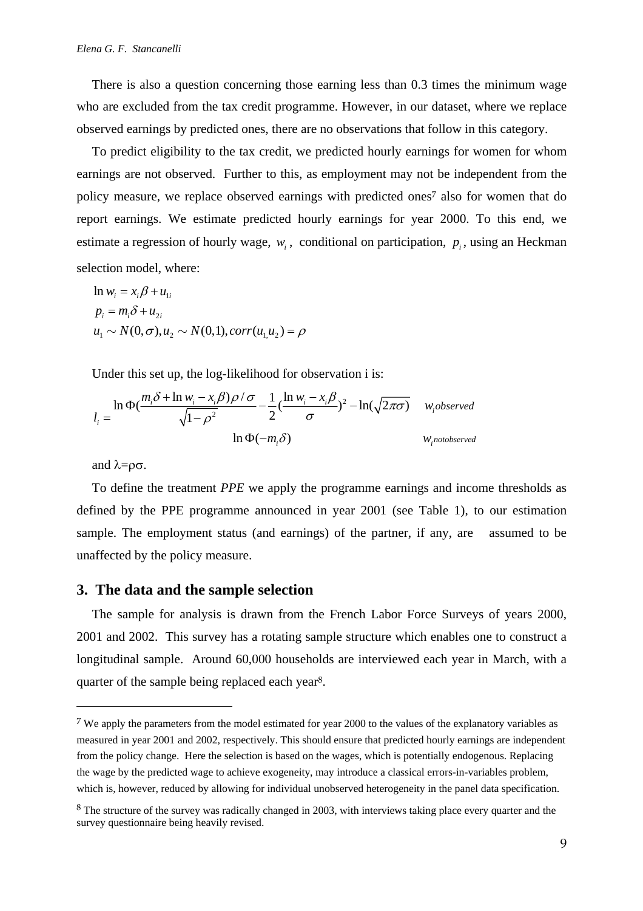There is also a question concerning those earning less than 0.3 times the minimum wage who are excluded from the tax credit programme. However, in our dataset, where we replace observed earnings by predicted ones, there are no observations that follow in this category.

To predict eligibility to the tax credit, we predicted hourly earnings for women for whom earnings are not observed. Further to this, as employment may not be independent from the policy measure, we replace observed earnings with predicted ones[7] also for women that do report earnings. We estimate predicted hourly earnings for year 2000. To this end, we estimate a regression of hourly wage, $w_i$, conditional on participation, $p_i$, using an Heckman selection model, where:

$$\ln w_i = x_i \beta + u_{1i}$$

$$p_i = m_i \delta + u_{2i}$$

$$u_1 \sim N(0,\sigma), u_2 \sim N(0,1), corr(u_1, u_2) = \rho$$

Under this set up, the log-likelihood for observation i is:

$$l_i = \begin{cases} \ln \Phi\left(\dfrac{m_i \delta + \ln w_i - x_i \beta)\rho / \sigma}{\sqrt{1-\rho^2}}\right) - \dfrac{1}{2}\left(\dfrac{\ln w_i - x_i \beta}{\sigma}\right)^2 - \ln(\sqrt{2\pi\sigma}) & w_i \, observed \\ \ln \Phi(-m_i \delta) & w_i \, notobserved \end{cases}$$

and $\lambda = \rho\sigma$.

To define the treatment *PPE* we apply the programme earnings and income thresholds as defined by the PPE programme announced in year 2001 (see Table 1), to our estimation sample. The employment status (and earnings) of the partner, if any, are assumed to be unaffected by the policy measure.

## 3. The data and the sample selection

The sample for analysis is drawn from the French Labor Force Surveys of years 2000, 2001 and 2002. This survey has a rotating sample structure which enables one to construct a longitudinal sample. Around 60,000 households are interviewed each year in March, with a quarter of the sample being replaced each year[8].

---

[7] We apply the parameters from the model estimated for year 2000 to the values of the explanatory variables as measured in year 2001 and 2002, respectively. This should ensure that predicted hourly earnings are independent from the policy change. Here the selection is based on the wages, which is potentially endogenous. Replacing the wage by the predicted wage to achieve exogeneity, may introduce a classical errors-in-variables problem, which is, however, reduced by allowing for individual unobserved heterogeneity in the panel data specification.

[8] The structure of the survey was radically changed in 2003, with interviews taking place every quarter and the survey questionnaire being heavily revised.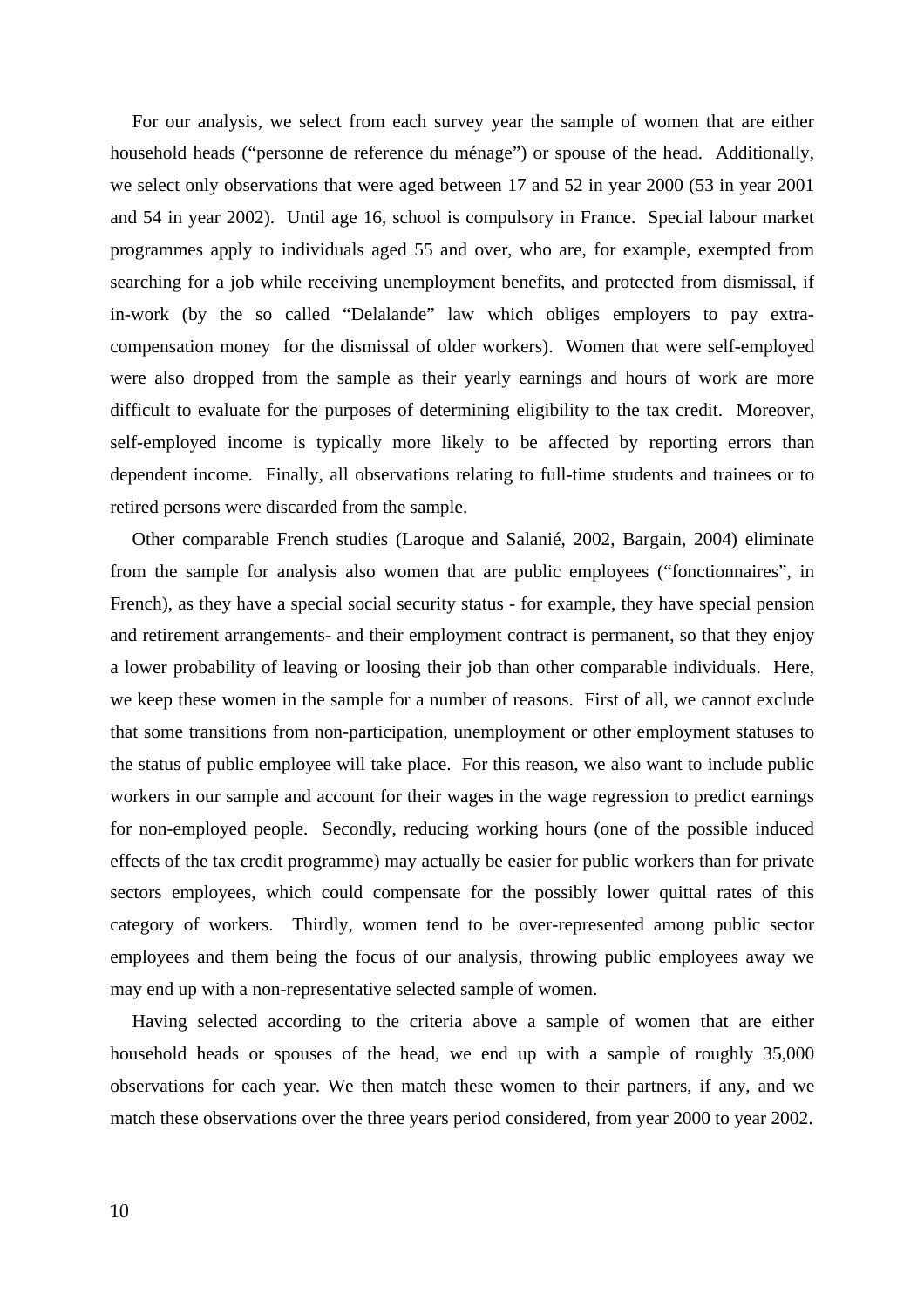For our analysis, we select from each survey year the sample of women that are either household heads ("personne de reference du ménage") or spouse of the head. Additionally, we select only observations that were aged between 17 and 52 in year 2000 (53 in year 2001 and 54 in year 2002). Until age 16, school is compulsory in France. Special labour market programmes apply to individuals aged 55 and over, who are, for example, exempted from searching for a job while receiving unemployment benefits, and protected from dismissal, if in-work (by the so called "Delalande" law which obliges employers to pay extra-compensation money for the dismissal of older workers). Women that were self-employed were also dropped from the sample as their yearly earnings and hours of work are more difficult to evaluate for the purposes of determining eligibility to the tax credit. Moreover, self-employed income is typically more likely to be affected by reporting errors than dependent income. Finally, all observations relating to full-time students and trainees or to retired persons were discarded from the sample.

Other comparable French studies (Laroque and Salanié, 2002, Bargain, 2004) eliminate from the sample for analysis also women that are public employees ("fonctionnaires", in French), as they have a special social security status - for example, they have special pension and retirement arrangements- and their employment contract is permanent, so that they enjoy a lower probability of leaving or loosing their job than other comparable individuals. Here, we keep these women in the sample for a number of reasons. First of all, we cannot exclude that some transitions from non-participation, unemployment or other employment statuses to the status of public employee will take place. For this reason, we also want to include public workers in our sample and account for their wages in the wage regression to predict earnings for non-employed people. Secondly, reducing working hours (one of the possible induced effects of the tax credit programme) may actually be easier for public workers than for private sectors employees, which could compensate for the possibly lower quittal rates of this category of workers. Thirdly, women tend to be over-represented among public sector employees and them being the focus of our analysis, throwing public employees away we may end up with a non-representative selected sample of women.

Having selected according to the criteria above a sample of women that are either household heads or spouses of the head, we end up with a sample of roughly 35,000 observations for each year. We then match these women to their partners, if any, and we match these observations over the three years period considered, from year 2000 to year 2002.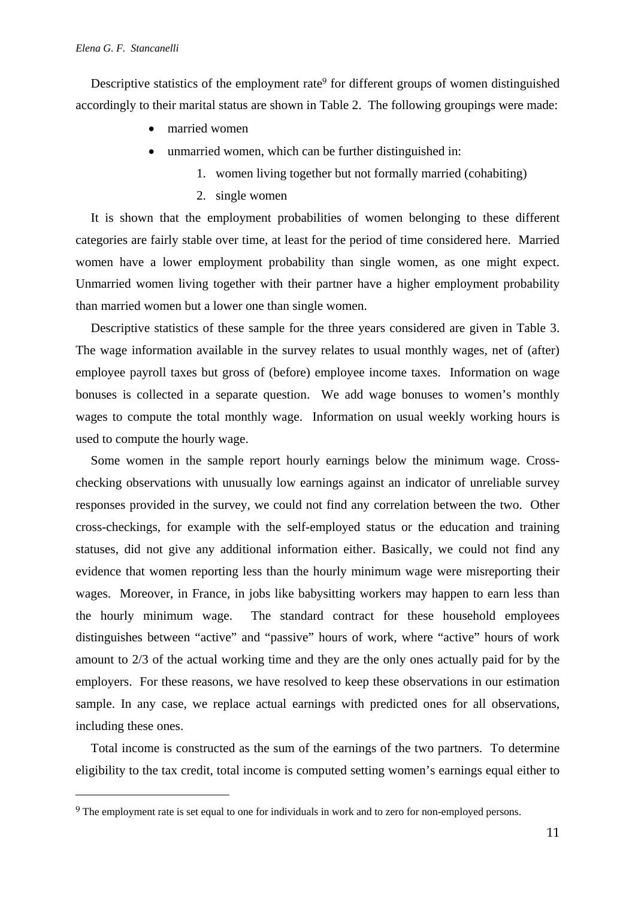Descriptive statistics of the employment rate[9] for different groups of women distinguished accordingly to their marital status are shown in Table 2. The following groupings were made:

- married women
- unmarried women, which can be further distinguished in:
    1. women living together but not formally married (cohabiting)
    2. single women

It is shown that the employment probabilities of women belonging to these different categories are fairly stable over time, at least for the period of time considered here. Married women have a lower employment probability than single women, as one might expect. Unmarried women living together with their partner have a higher employment probability than married women but a lower one than single women.

Descriptive statistics of these sample for the three years considered are given in Table 3. The wage information available in the survey relates to usual monthly wages, net of (after) employee payroll taxes but gross of (before) employee income taxes. Information on wage bonuses is collected in a separate question. We add wage bonuses to women's monthly wages to compute the total monthly wage. Information on usual weekly working hours is used to compute the hourly wage.

Some women in the sample report hourly earnings below the minimum wage. Cross-checking observations with unusually low earnings against an indicator of unreliable survey responses provided in the survey, we could not find any correlation between the two. Other cross-checkings, for example with the self-employed status or the education and training statuses, did not give any additional information either. Basically, we could not find any evidence that women reporting less than the hourly minimum wage were misreporting their wages. Moreover, in France, in jobs like babysitting workers may happen to earn less than the hourly minimum wage. The standard contract for these household employees distinguishes between "active" and "passive" hours of work, where "active" hours of work amount to 2/3 of the actual working time and they are the only ones actually paid for by the employers. For these reasons, we have resolved to keep these observations in our estimation sample. In any case, we replace actual earnings with predicted ones for all observations, including these ones.

Total income is constructed as the sum of the earnings of the two partners. To determine eligibility to the tax credit, total income is computed setting women's earnings equal either to

[9] The employment rate is set equal to one for individuals in work and to zero for non-employed persons.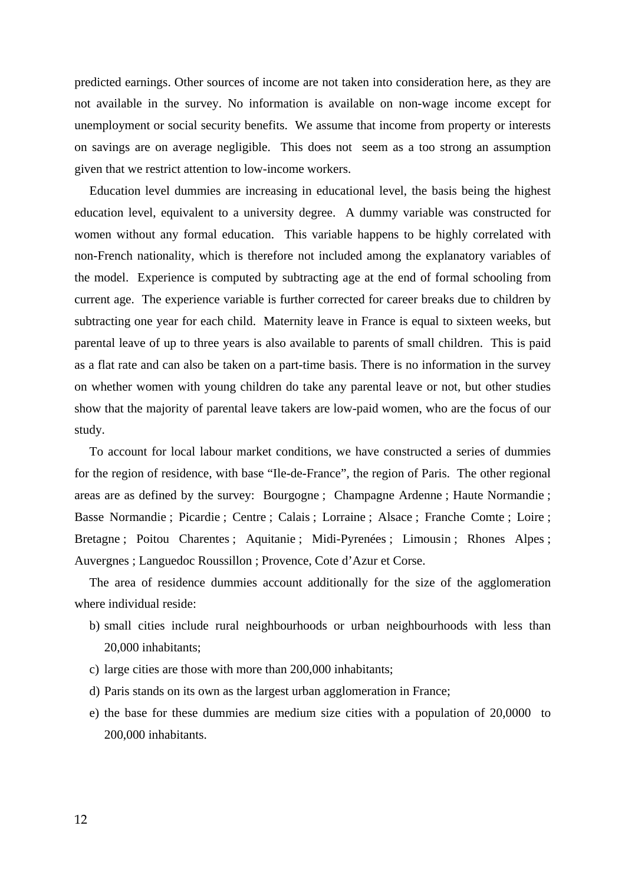predicted earnings. Other sources of income are not taken into consideration here, as they are not available in the survey. No information is available on non-wage income except for unemployment or social security benefits. We assume that income from property or interests on savings are on average negligible. This does not seem as a too strong an assumption given that we restrict attention to low-income workers.

Education level dummies are increasing in educational level, the basis being the highest education level, equivalent to a university degree. A dummy variable was constructed for women without any formal education. This variable happens to be highly correlated with non-French nationality, which is therefore not included among the explanatory variables of the model. Experience is computed by subtracting age at the end of formal schooling from current age. The experience variable is further corrected for career breaks due to children by subtracting one year for each child. Maternity leave in France is equal to sixteen weeks, but parental leave of up to three years is also available to parents of small children. This is paid as a flat rate and can also be taken on a part-time basis. There is no information in the survey on whether women with young children do take any parental leave or not, but other studies show that the majority of parental leave takers are low-paid women, who are the focus of our study.

To account for local labour market conditions, we have constructed a series of dummies for the region of residence, with base "Ile-de-France", the region of Paris. The other regional areas are as defined by the survey: Bourgogne ; Champagne Ardenne ; Haute Normandie ; Basse Normandie ; Picardie ; Centre ; Calais ; Lorraine ; Alsace ; Franche Comte ; Loire ; Bretagne ; Poitou Charentes ; Aquitanie ; Midi-Pyrenées ; Limousin ; Rhones Alpes ; Auvergnes ; Languedoc Roussillon ; Provence, Cote d'Azur et Corse.

The area of residence dummies account additionally for the size of the agglomeration where individual reside:

b) small cities include rural neighbourhoods or urban neighbourhoods with less than 20,000 inhabitants;
c) large cities are those with more than 200,000 inhabitants;
d) Paris stands on its own as the largest urban agglomeration in France;
e) the base for these dummies are medium size cities with a population of 20,0000 to 200,000 inhabitants.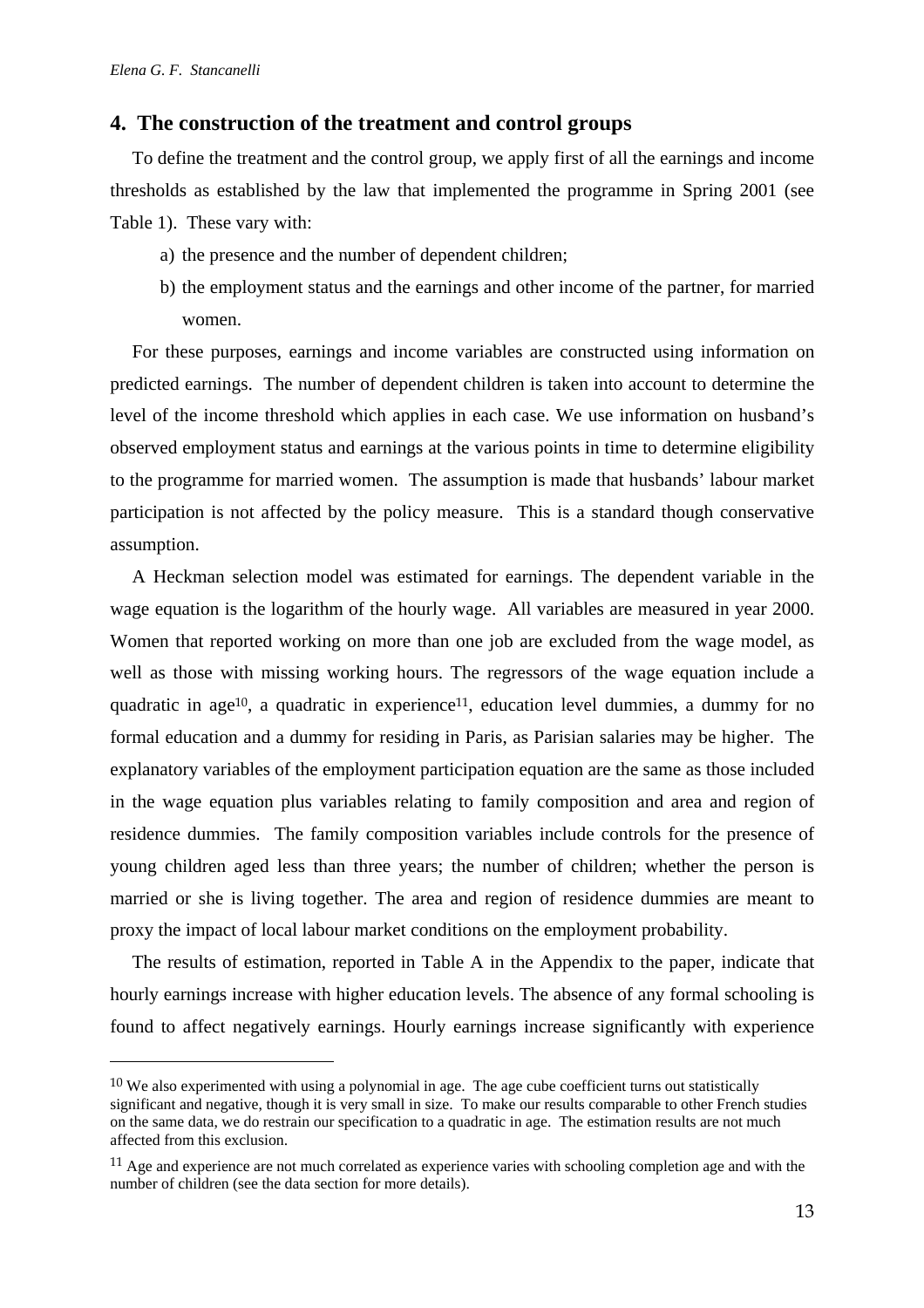## 4. The construction of the treatment and control groups

To define the treatment and the control group, we apply first of all the earnings and income thresholds as established by the law that implemented the programme in Spring 2001 (see Table 1). These vary with:

a) the presence and the number of dependent children;
b) the employment status and the earnings and other income of the partner, for married women.

For these purposes, earnings and income variables are constructed using information on predicted earnings. The number of dependent children is taken into account to determine the level of the income threshold which applies in each case. We use information on husband's observed employment status and earnings at the various points in time to determine eligibility to the programme for married women. The assumption is made that husbands' labour market participation is not affected by the policy measure. This is a standard though conservative assumption.

A Heckman selection model was estimated for earnings. The dependent variable in the wage equation is the logarithm of the hourly wage. All variables are measured in year 2000. Women that reported working on more than one job are excluded from the wage model, as well as those with missing working hours. The regressors of the wage equation include a quadratic in age[10], a quadratic in experience[11], education level dummies, a dummy for no formal education and a dummy for residing in Paris, as Parisian salaries may be higher. The explanatory variables of the employment participation equation are the same as those included in the wage equation plus variables relating to family composition and area and region of residence dummies. The family composition variables include controls for the presence of young children aged less than three years; the number of children; whether the person is married or she is living together. The area and region of residence dummies are meant to proxy the impact of local labour market conditions on the employment probability.

The results of estimation, reported in Table A in the Appendix to the paper, indicate that hourly earnings increase with higher education levels. The absence of any formal schooling is found to affect negatively earnings. Hourly earnings increase significantly with experience

---

[10] We also experimented with using a polynomial in age. The age cube coefficient turns out statistically significant and negative, though it is very small in size. To make our results comparable to other French studies on the same data, we do restrain our specification to a quadratic in age. The estimation results are not much affected from this exclusion.

[11] Age and experience are not much correlated as experience varies with schooling completion age and with the number of children (see the data section for more details).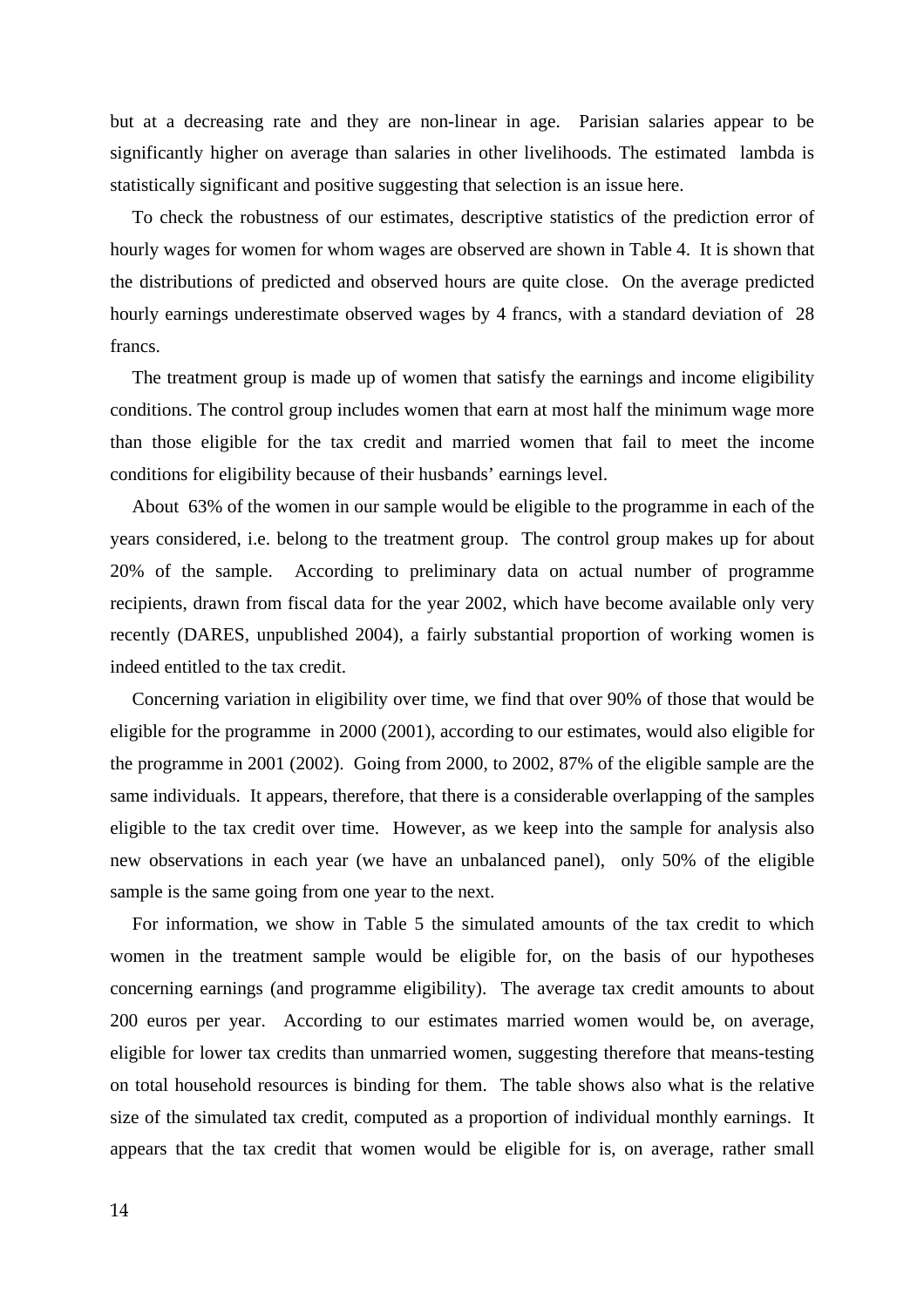but at a decreasing rate and they are non-linear in age. Parisian salaries appear to be significantly higher on average than salaries in other livelihoods. The estimated lambda is statistically significant and positive suggesting that selection is an issue here.

To check the robustness of our estimates, descriptive statistics of the prediction error of hourly wages for women for whom wages are observed are shown in Table 4. It is shown that the distributions of predicted and observed hours are quite close. On the average predicted hourly earnings underestimate observed wages by 4 francs, with a standard deviation of 28 francs.

The treatment group is made up of women that satisfy the earnings and income eligibility conditions. The control group includes women that earn at most half the minimum wage more than those eligible for the tax credit and married women that fail to meet the income conditions for eligibility because of their husbands' earnings level.

About 63% of the women in our sample would be eligible to the programme in each of the years considered, i.e. belong to the treatment group. The control group makes up for about 20% of the sample. According to preliminary data on actual number of programme recipients, drawn from fiscal data for the year 2002, which have become available only very recently (DARES, unpublished 2004), a fairly substantial proportion of working women is indeed entitled to the tax credit.

Concerning variation in eligibility over time, we find that over 90% of those that would be eligible for the programme in 2000 (2001), according to our estimates, would also eligible for the programme in 2001 (2002). Going from 2000, to 2002, 87% of the eligible sample are the same individuals. It appears, therefore, that there is a considerable overlapping of the samples eligible to the tax credit over time. However, as we keep into the sample for analysis also new observations in each year (we have an unbalanced panel), only 50% of the eligible sample is the same going from one year to the next.

For information, we show in Table 5 the simulated amounts of the tax credit to which women in the treatment sample would be eligible for, on the basis of our hypotheses concerning earnings (and programme eligibility). The average tax credit amounts to about 200 euros per year. According to our estimates married women would be, on average, eligible for lower tax credits than unmarried women, suggesting therefore that means-testing on total household resources is binding for them. The table shows also what is the relative size of the simulated tax credit, computed as a proportion of individual monthly earnings. It appears that the tax credit that women would be eligible for is, on average, rather small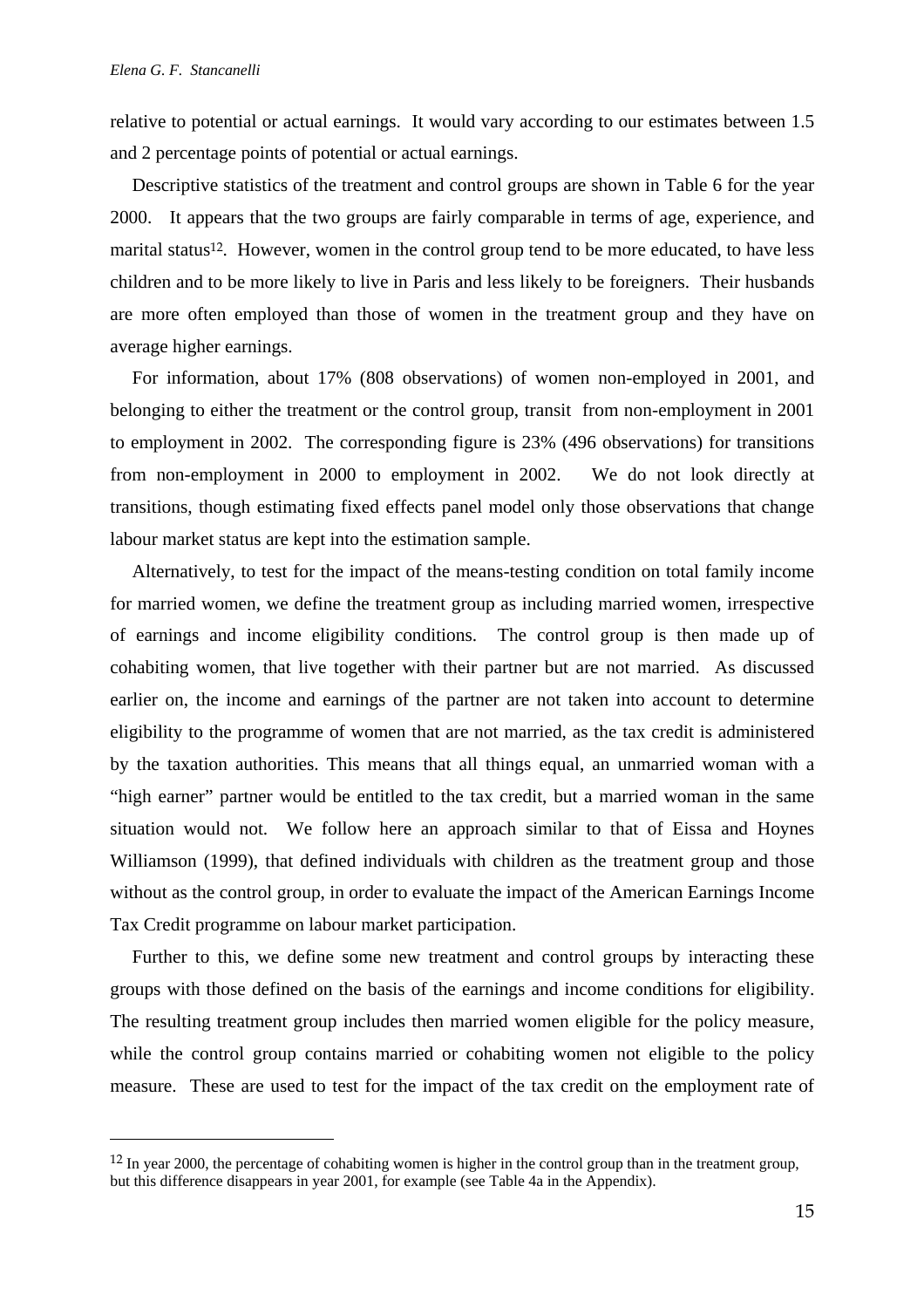relative to potential or actual earnings. It would vary according to our estimates between 1.5 and 2 percentage points of potential or actual earnings.

Descriptive statistics of the treatment and control groups are shown in Table 6 for the year 2000. It appears that the two groups are fairly comparable in terms of age, experience, and marital status[12]. However, women in the control group tend to be more educated, to have less children and to be more likely to live in Paris and less likely to be foreigners. Their husbands are more often employed than those of women in the treatment group and they have on average higher earnings.

For information, about 17% (808 observations) of women non-employed in 2001, and belonging to either the treatment or the control group, transit from non-employment in 2001 to employment in 2002. The corresponding figure is 23% (496 observations) for transitions from non-employment in 2000 to employment in 2002. We do not look directly at transitions, though estimating fixed effects panel model only those observations that change labour market status are kept into the estimation sample.

Alternatively, to test for the impact of the means-testing condition on total family income for married women, we define the treatment group as including married women, irrespective of earnings and income eligibility conditions. The control group is then made up of cohabiting women, that live together with their partner but are not married. As discussed earlier on, the income and earnings of the partner are not taken into account to determine eligibility to the programme of women that are not married, as the tax credit is administered by the taxation authorities. This means that all things equal, an unmarried woman with a "high earner" partner would be entitled to the tax credit, but a married woman in the same situation would not. We follow here an approach similar to that of Eissa and Hoynes Williamson (1999), that defined individuals with children as the treatment group and those without as the control group, in order to evaluate the impact of the American Earnings Income Tax Credit programme on labour market participation.

Further to this, we define some new treatment and control groups by interacting these groups with those defined on the basis of the earnings and income conditions for eligibility. The resulting treatment group includes then married women eligible for the policy measure, while the control group contains married or cohabiting women not eligible to the policy measure. These are used to test for the impact of the tax credit on the employment rate of

---

[12] In year 2000, the percentage of cohabiting women is higher in the control group than in the treatment group, but this difference disappears in year 2001, for example (see Table 4a in the Appendix).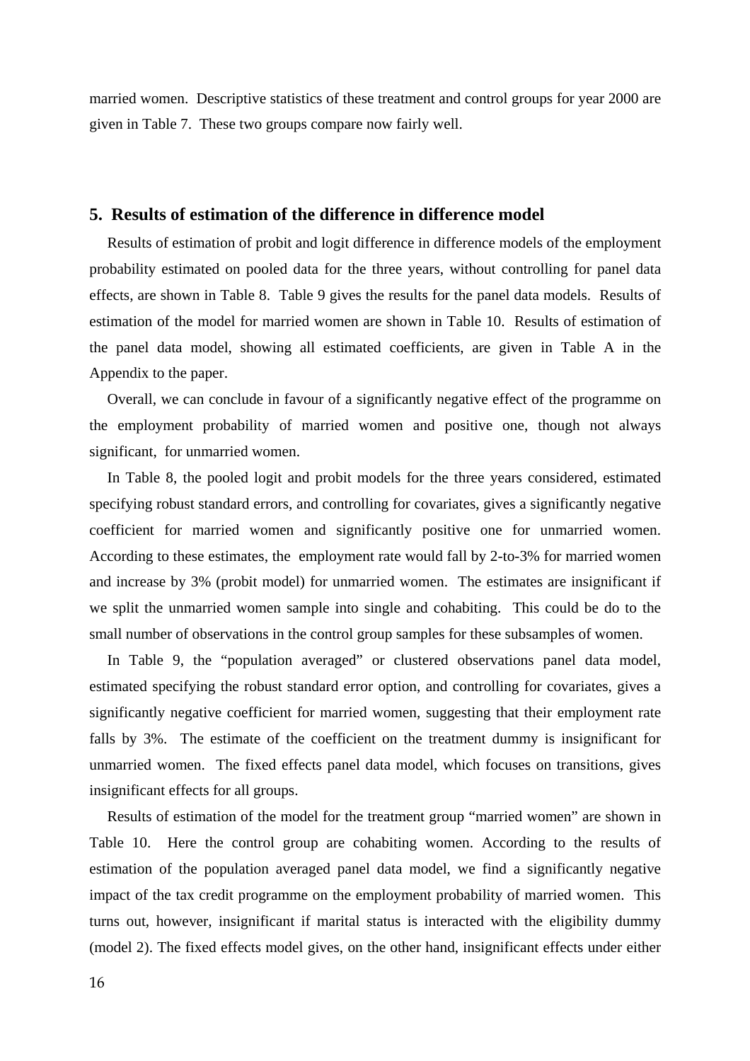married women. Descriptive statistics of these treatment and control groups for year 2000 are given in Table 7. These two groups compare now fairly well.

## 5. Results of estimation of the difference in difference model

Results of estimation of probit and logit difference in difference models of the employment probability estimated on pooled data for the three years, without controlling for panel data effects, are shown in Table 8. Table 9 gives the results for the panel data models. Results of estimation of the model for married women are shown in Table 10. Results of estimation of the panel data model, showing all estimated coefficients, are given in Table A in the Appendix to the paper.

Overall, we can conclude in favour of a significantly negative effect of the programme on the employment probability of married women and positive one, though not always significant, for unmarried women.

In Table 8, the pooled logit and probit models for the three years considered, estimated specifying robust standard errors, and controlling for covariates, gives a significantly negative coefficient for married women and significantly positive one for unmarried women. According to these estimates, the employment rate would fall by 2-to-3% for married women and increase by 3% (probit model) for unmarried women. The estimates are insignificant if we split the unmarried women sample into single and cohabiting. This could be do to the small number of observations in the control group samples for these subsamples of women.

In Table 9, the "population averaged" or clustered observations panel data model, estimated specifying the robust standard error option, and controlling for covariates, gives a significantly negative coefficient for married women, suggesting that their employment rate falls by 3%. The estimate of the coefficient on the treatment dummy is insignificant for unmarried women. The fixed effects panel data model, which focuses on transitions, gives insignificant effects for all groups.

Results of estimation of the model for the treatment group "married women" are shown in Table 10. Here the control group are cohabiting women. According to the results of estimation of the population averaged panel data model, we find a significantly negative impact of the tax credit programme on the employment probability of married women. This turns out, however, insignificant if marital status is interacted with the eligibility dummy (model 2). The fixed effects model gives, on the other hand, insignificant effects under either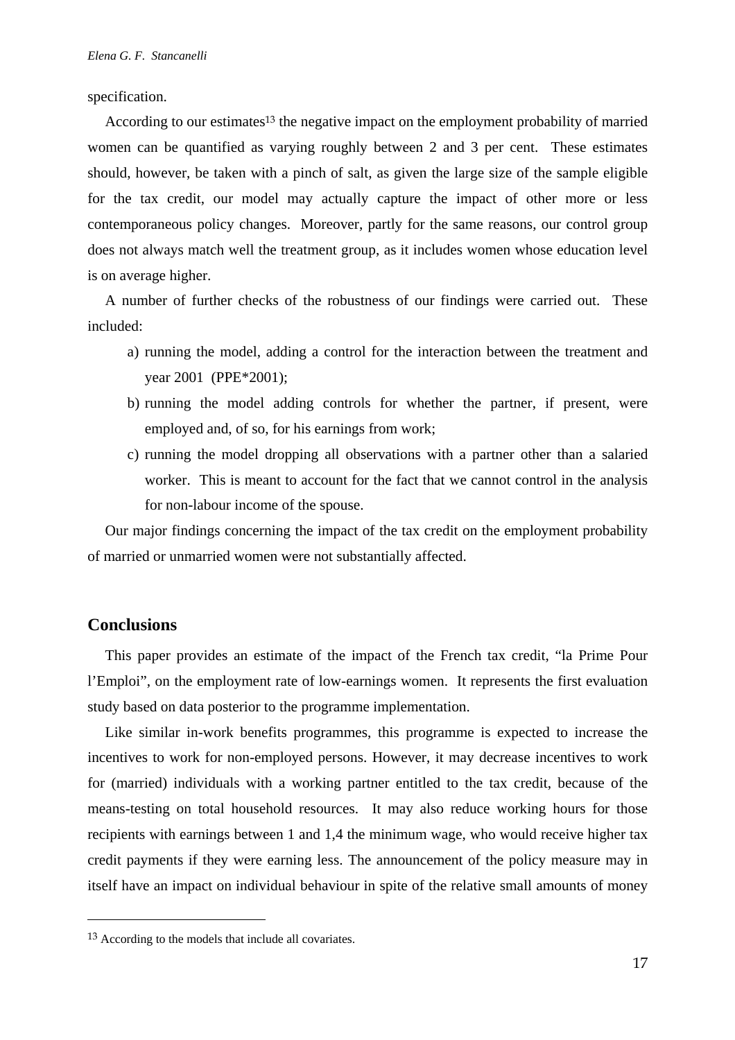specification.

According to our estimates[13] the negative impact on the employment probability of married women can be quantified as varying roughly between 2 and 3 per cent. These estimates should, however, be taken with a pinch of salt, as given the large size of the sample eligible for the tax credit, our model may actually capture the impact of other more or less contemporaneous policy changes. Moreover, partly for the same reasons, our control group does not always match well the treatment group, as it includes women whose education level is on average higher.

A number of further checks of the robustness of our findings were carried out. These included:

a) running the model, adding a control for the interaction between the treatment and year 2001 (PPE*2001);
b) running the model adding controls for whether the partner, if present, were employed and, of so, for his earnings from work;
c) running the model dropping all observations with a partner other than a salaried worker. This is meant to account for the fact that we cannot control in the analysis for non-labour income of the spouse.

Our major findings concerning the impact of the tax credit on the employment probability of married or unmarried women were not substantially affected.

## Conclusions

This paper provides an estimate of the impact of the French tax credit, "la Prime Pour l'Emploi", on the employment rate of low-earnings women. It represents the first evaluation study based on data posterior to the programme implementation.

Like similar in-work benefits programmes, this programme is expected to increase the incentives to work for non-employed persons. However, it may decrease incentives to work for (married) individuals with a working partner entitled to the tax credit, because of the means-testing on total household resources. It may also reduce working hours for those recipients with earnings between 1 and 1,4 the minimum wage, who would receive higher tax credit payments if they were earning less. The announcement of the policy measure may in itself have an impact on individual behaviour in spite of the relative small amounts of money

---

[13] According to the models that include all covariates.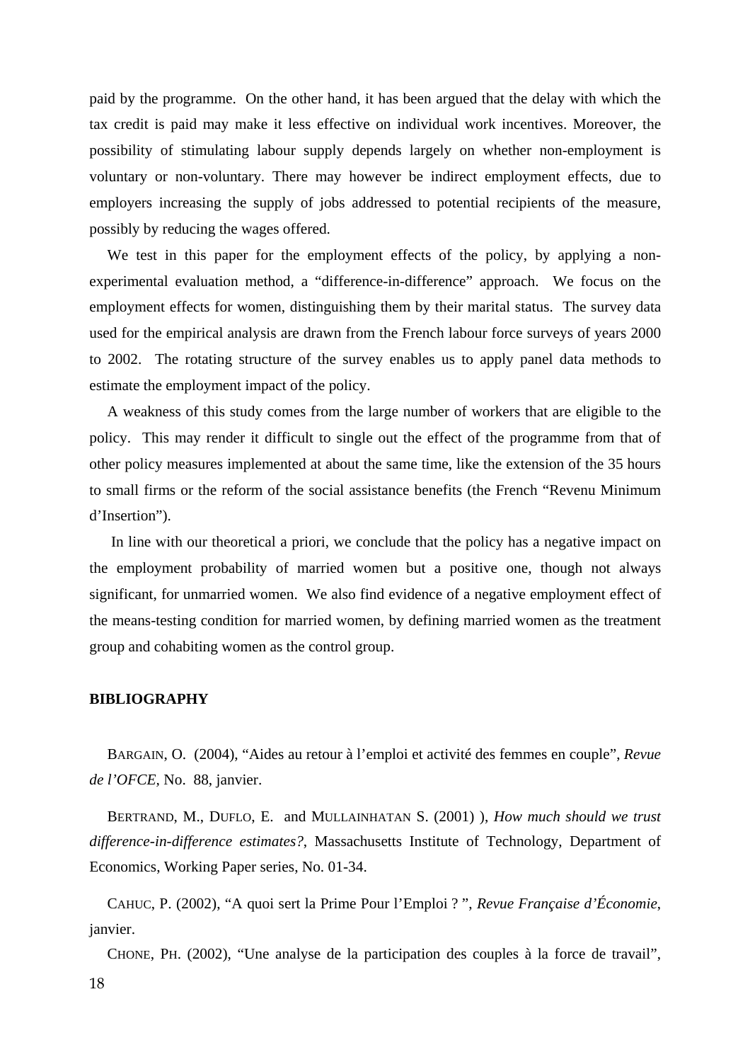paid by the programme. On the other hand, it has been argued that the delay with which the tax credit is paid may make it less effective on individual work incentives. Moreover, the possibility of stimulating labour supply depends largely on whether non-employment is voluntary or non-voluntary. There may however be indirect employment effects, due to employers increasing the supply of jobs addressed to potential recipients of the measure, possibly by reducing the wages offered.

We test in this paper for the employment effects of the policy, by applying a non-experimental evaluation method, a "difference-in-difference" approach. We focus on the employment effects for women, distinguishing them by their marital status. The survey data used for the empirical analysis are drawn from the French labour force surveys of years 2000 to 2002. The rotating structure of the survey enables us to apply panel data methods to estimate the employment impact of the policy.

A weakness of this study comes from the large number of workers that are eligible to the policy. This may render it difficult to single out the effect of the programme from that of other policy measures implemented at about the same time, like the extension of the 35 hours to small firms or the reform of the social assistance benefits (the French "Revenu Minimum d'Insertion").

In line with our theoretical a priori, we conclude that the policy has a negative impact on the employment probability of married women but a positive one, though not always significant, for unmarried women. We also find evidence of a negative employment effect of the means-testing condition for married women, by defining married women as the treatment group and cohabiting women as the control group.

**BIBLIOGRAPHY**

BARGAIN, O. (2004), "Aides au retour à l'emploi et activité des femmes en couple", *Revue de l'OFCE*, No. 88, janvier.

BERTRAND, M., DUFLO, E. and MULLAINHATAN S. (2001) ), *How much should we trust difference-in-difference estimates?*, Massachusetts Institute of Technology, Department of Economics, Working Paper series, No. 01-34.

CAHUC, P. (2002), "A quoi sert la Prime Pour l'Emploi ? ", *Revue Française d'Économie*, janvier.

CHONE, PH. (2002), "Une analyse de la participation des couples à la force de travail",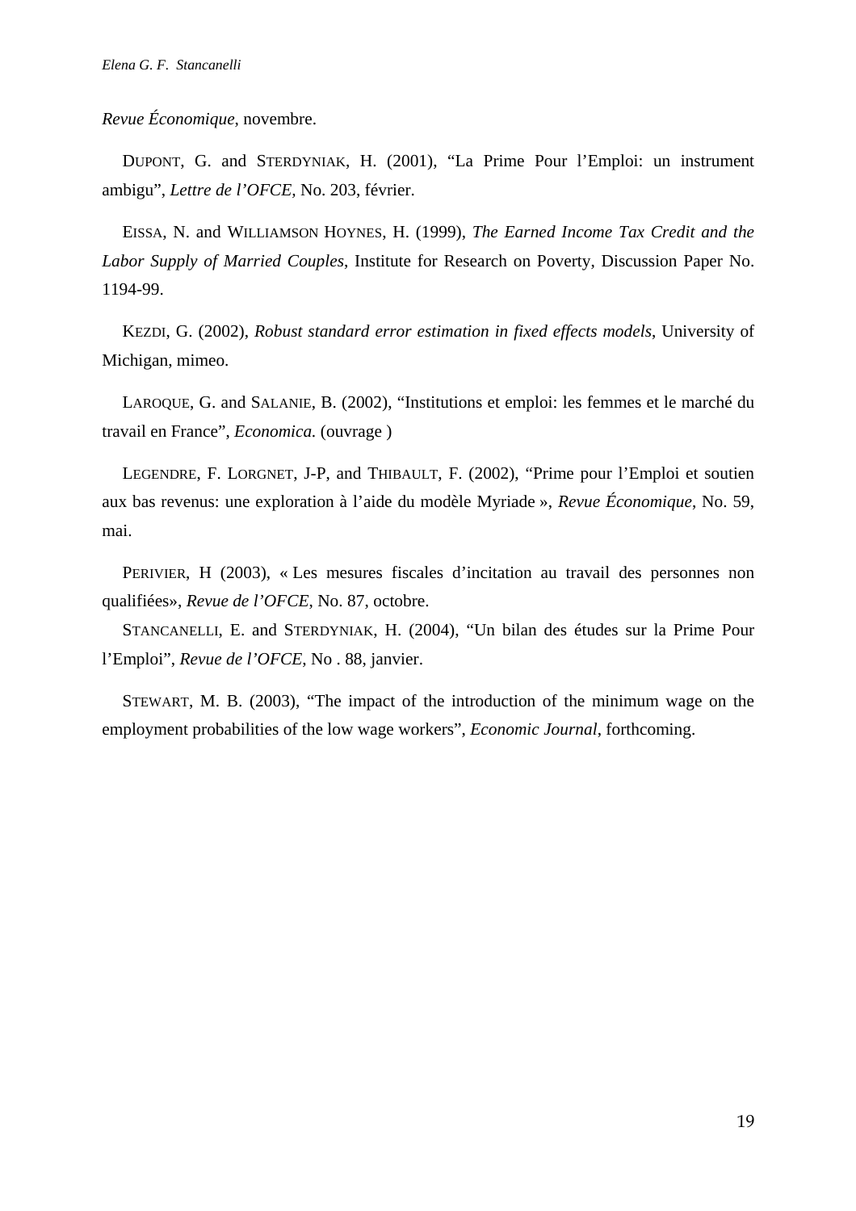*Revue Économique*, novembre.

DUPONT, G. and STERDYNIAK, H. (2001), “La Prime Pour l’Emploi: un instrument ambigu”, *Lettre de l’OFCE*, No. 203, février.

EISSA, N. and WILLIAMSON HOYNES, H. (1999), *The Earned Income Tax Credit and the Labor Supply of Married Couples*, Institute for Research on Poverty, Discussion Paper No. 1194-99.

KEZDI, G. (2002), *Robust standard error estimation in fixed effects models*, University of Michigan, mimeo.

LAROQUE, G. and SALANIE, B. (2002), “Institutions et emploi: les femmes et le marché du travail en France”, *Economica.* (ouvrage )

LEGENDRE, F. LORGNET, J-P, and THIBAULT, F. (2002), “Prime pour l’Emploi et soutien aux bas revenus: une exploration à l’aide du modèle Myriade », *Revue Économique*, No. 59, mai.

PERIVIER, H (2003), « Les mesures fiscales d’incitation au travail des personnes non qualifiées», *Revue de l’OFCE*, No. 87, octobre.

STANCANELLI, E. and STERDYNIAK, H. (2004), “Un bilan des études sur la Prime Pour l’Emploi”, *Revue de l’OFCE*, No . 88, janvier.

STEWART, M. B. (2003), “The impact of the introduction of the minimum wage on the employment probabilities of the low wage workers”, *Economic Journal*, forthcoming.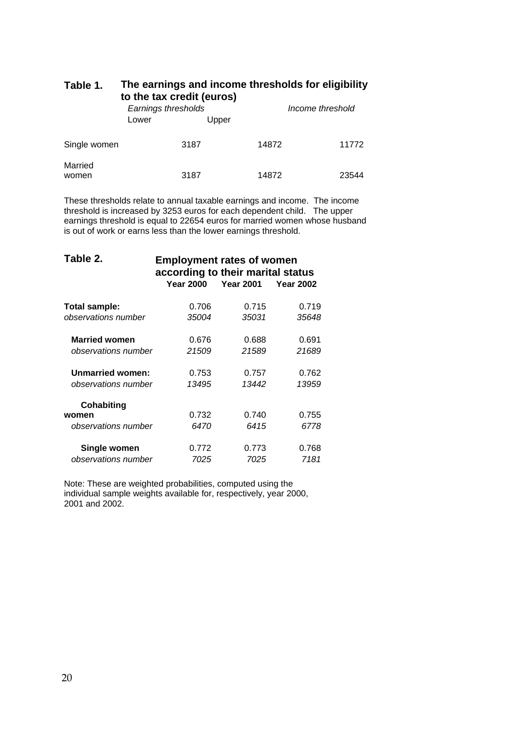**Table 1. The earnings and income thresholds for eligibility to the tax credit (euros)**

| | *Earnings thresholds* | | *Income threshold* |
|---|---|---|---|
| | Lower | Upper | |
| Single women | 3187 | 14872 | 11772 |
| Married women | 3187 | 14872 | 23544 |

These thresholds relate to annual taxable earnings and income. The income threshold is increased by 3253 euros for each dependent child. The upper earnings threshold is equal to 22654 euros for married women whose husband is out of work or earns less than the lower earnings threshold.

**Table 2. Employment rates of women according to their marital status**

| | **Year 2000** | **Year 2001** | **Year 2002** |
|---|---|---|---|
| **Total sample:** | 0.706 | 0.715 | 0.719 |
| *observations number* | *35004* | *35031* | *35648* |
| **Married women** | 0.676 | 0.688 | 0.691 |
| *observations number* | *21509* | *21589* | *21689* |
| **Unmarried women:** | 0.753 | 0.757 | 0.762 |
| *observations number* | *13495* | *13442* | *13959* |
| **Cohabiting women** | 0.732 | 0.740 | 0.755 |
| *observations number* | *6470* | *6415* | *6778* |
| **Single women** | 0.772 | 0.773 | 0.768 |
| *observations number* | *7025* | *7025* | *7181* |

Note: These are weighted probabilities, computed using the individual sample weights available for, respectively, year 2000, 2001 and 2002.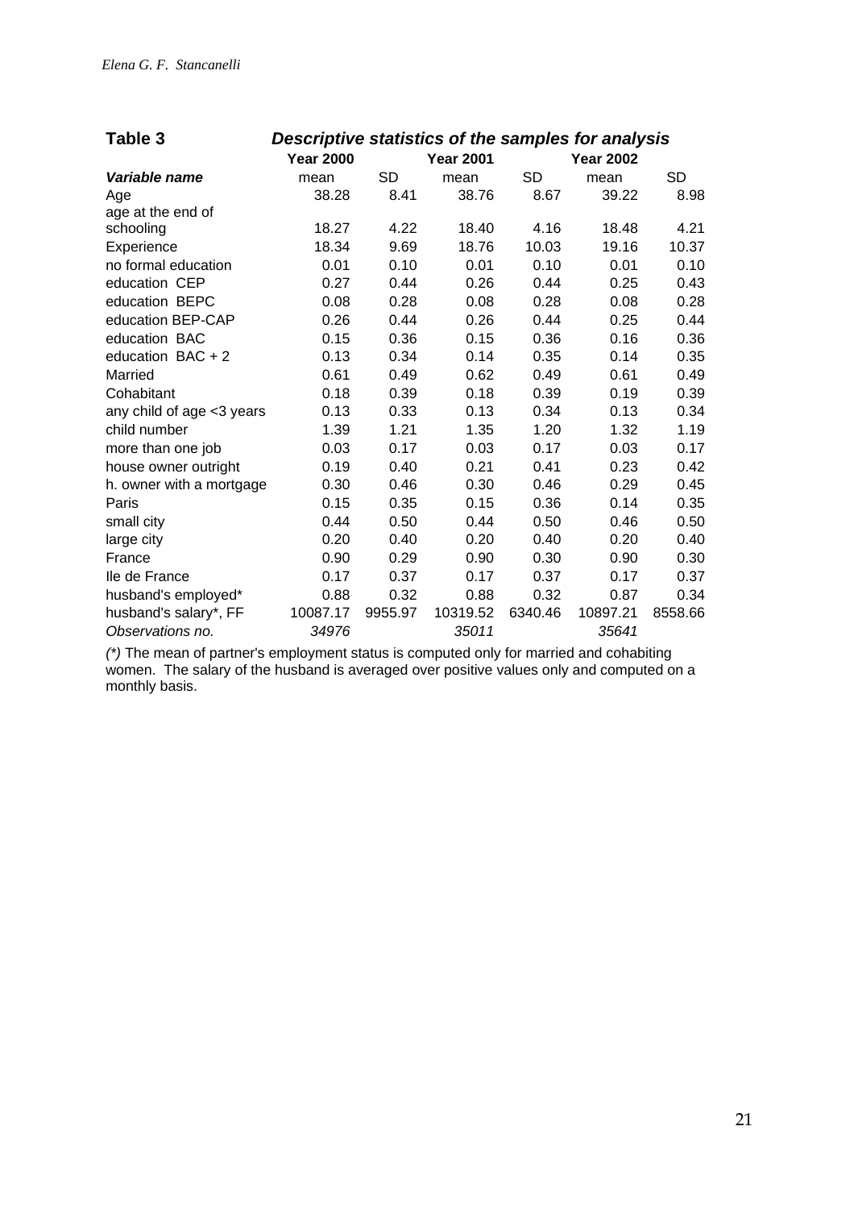**Table 3** ***Descriptive statistics of the samples for analysis***

| | **Year 2000** | | **Year 2001** | | **Year 2002** | |
|---|---|---|---|---|---|---|
| ***Variable name*** | mean | SD | mean | SD | mean | SD |
| Age | 38.28 | 8.41 | 38.76 | 8.67 | 39.22 | 8.98 |
| age at the end of schooling | 18.27 | 4.22 | 18.40 | 4.16 | 18.48 | 4.21 |
| Experience | 18.34 | 9.69 | 18.76 | 10.03 | 19.16 | 10.37 |
| no formal education | 0.01 | 0.10 | 0.01 | 0.10 | 0.01 | 0.10 |
| education CEP | 0.27 | 0.44 | 0.26 | 0.44 | 0.25 | 0.43 |
| education BEPC | 0.08 | 0.28 | 0.08 | 0.28 | 0.08 | 0.28 |
| education BEP-CAP | 0.26 | 0.44 | 0.26 | 0.44 | 0.25 | 0.44 |
| education BAC | 0.15 | 0.36 | 0.15 | 0.36 | 0.16 | 0.36 |
| education BAC + 2 | 0.13 | 0.34 | 0.14 | 0.35 | 0.14 | 0.35 |
| Married | 0.61 | 0.49 | 0.62 | 0.49 | 0.61 | 0.49 |
| Cohabitant | 0.18 | 0.39 | 0.18 | 0.39 | 0.19 | 0.39 |
| any child of age <3 years | 0.13 | 0.33 | 0.13 | 0.34 | 0.13 | 0.34 |
| child number | 1.39 | 1.21 | 1.35 | 1.20 | 1.32 | 1.19 |
| more than one job | 0.03 | 0.17 | 0.03 | 0.17 | 0.03 | 0.17 |
| house owner outright | 0.19 | 0.40 | 0.21 | 0.41 | 0.23 | 0.42 |
| h. owner with a mortgage | 0.30 | 0.46 | 0.30 | 0.46 | 0.29 | 0.45 |
| Paris | 0.15 | 0.35 | 0.15 | 0.36 | 0.14 | 0.35 |
| small city | 0.44 | 0.50 | 0.44 | 0.50 | 0.46 | 0.50 |
| large city | 0.20 | 0.40 | 0.20 | 0.40 | 0.20 | 0.40 |
| France | 0.90 | 0.29 | 0.90 | 0.30 | 0.90 | 0.30 |
| Ile de France | 0.17 | 0.37 | 0.17 | 0.37 | 0.17 | 0.37 |
| husband's employed* | 0.88 | 0.32 | 0.88 | 0.32 | 0.87 | 0.34 |
| husband's salary*, FF | 10087.17 | 9955.97 | 10319.52 | 6340.46 | 10897.21 | 8558.66 |
| *Observations no.* | *34976* | | *35011* | | *35641* | |

*(\*)* The mean of partner's employment status is computed only for married and cohabiting women. The salary of the husband is averaged over positive values only and computed on a monthly basis.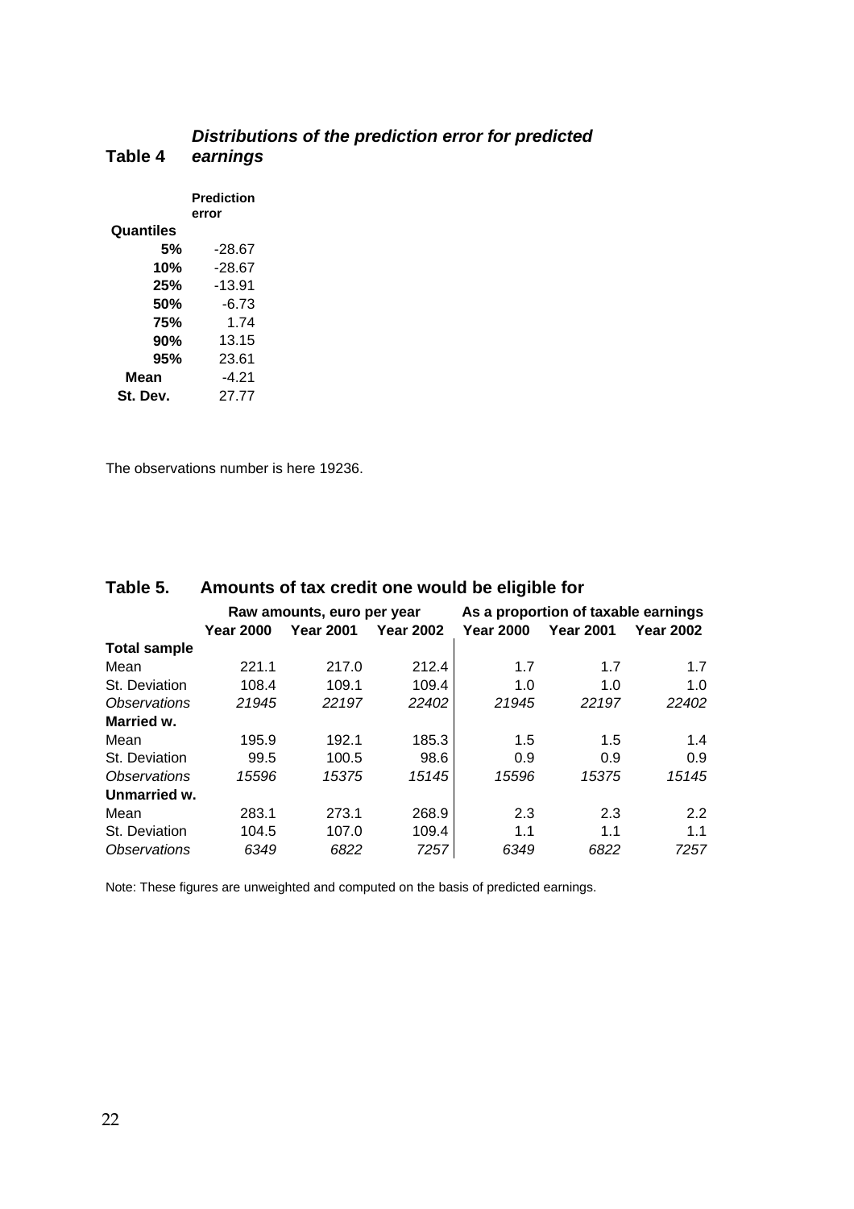**Table 4** ***Distributions of the prediction error for predicted earnings***

| | Prediction error |
|---|---|
| **Quantiles** | |
| **5%** | -28.67 |
| **10%** | -28.67 |
| **25%** | -13.91 |
| **50%** | -6.73 |
| **75%** | 1.74 |
| **90%** | 13.15 |
| **95%** | 23.61 |
| **Mean** | -4.21 |
| **St. Dev.** | 27.77 |

The observations number is here 19236.

**Table 5. Amounts of tax credit one would be eligible for**

| | Raw amounts, euro per year | | | As a proportion of taxable earnings | | |
|---|---|---|---|---|---|---|
| | **Year 2000** | **Year 2001** | **Year 2002** | **Year 2000** | **Year 2001** | **Year 2002** |
| **Total sample** | | | | | | |
| Mean | 221.1 | 217.0 | 212.4 | 1.7 | 1.7 | 1.7 |
| St. Deviation | 108.4 | 109.1 | 109.4 | 1.0 | 1.0 | 1.0 |
| *Observations* | *21945* | *22197* | *22402* | *21945* | *22197* | *22402* |
| **Married w.** | | | | | | |
| Mean | 195.9 | 192.1 | 185.3 | 1.5 | 1.5 | 1.4 |
| St. Deviation | 99.5 | 100.5 | 98.6 | 0.9 | 0.9 | 0.9 |
| *Observations* | *15596* | *15375* | *15145* | *15596* | *15375* | *15145* |
| **Unmarried w.** | | | | | | |
| Mean | 283.1 | 273.1 | 268.9 | 2.3 | 2.3 | 2.2 |
| St. Deviation | 104.5 | 107.0 | 109.4 | 1.1 | 1.1 | 1.1 |
| *Observations* | *6349* | *6822* | *7257* | *6349* | *6822* | *7257* |

Note: These figures are unweighted and computed on the basis of predicted earnings.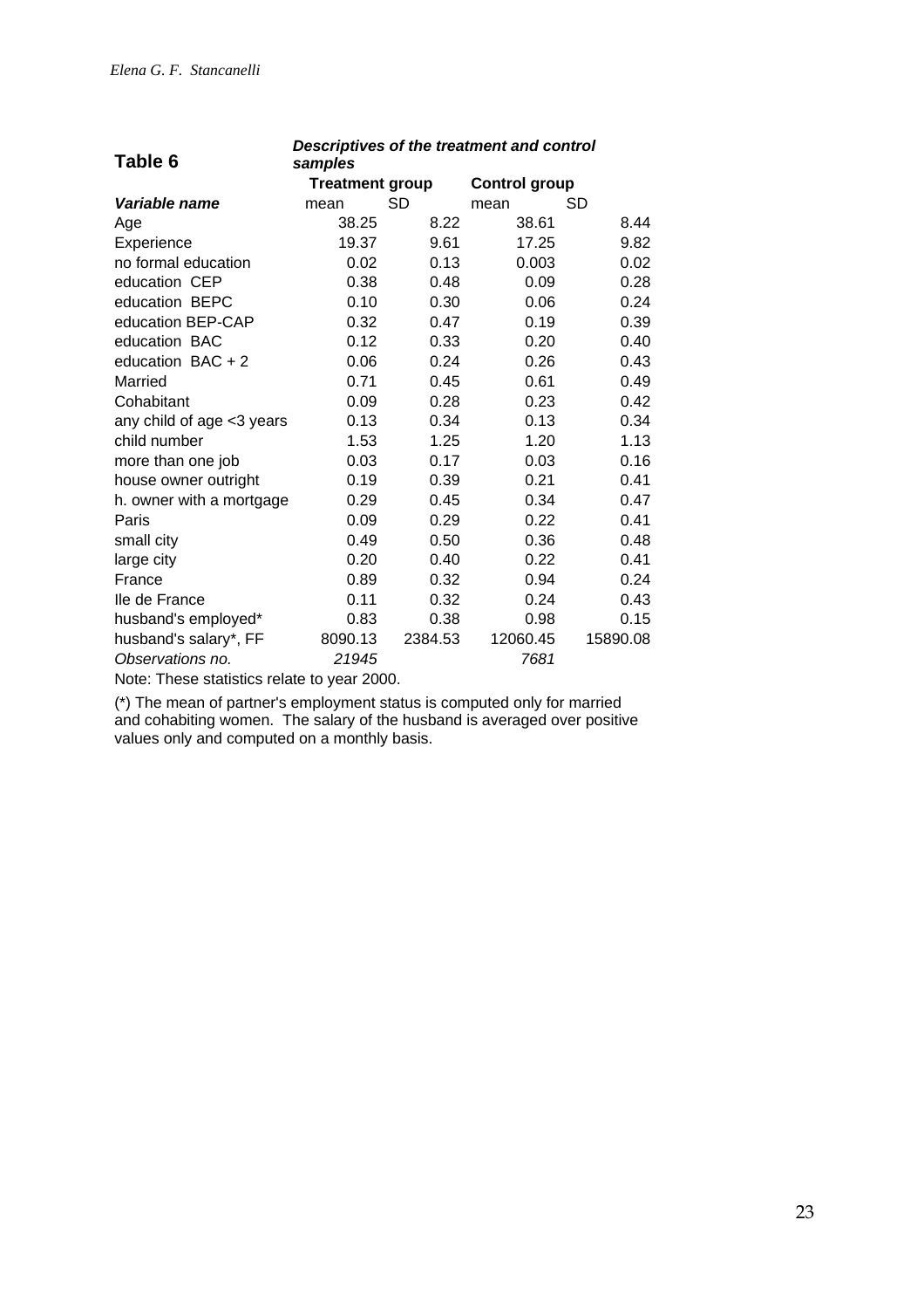**Table 6** ***Descriptives of the treatment and control samples***

| *Variable name* | Treatment group | | Control group | |
|---|---|---|---|---|
| | mean | SD | mean | SD |
| Age | 38.25 | 8.22 | 38.61 | 8.44 |
| Experience | 19.37 | 9.61 | 17.25 | 9.82 |
| no formal education | 0.02 | 0.13 | 0.003 | 0.02 |
| education CEP | 0.38 | 0.48 | 0.09 | 0.28 |
| education BEPC | 0.10 | 0.30 | 0.06 | 0.24 |
| education BEP-CAP | 0.32 | 0.47 | 0.19 | 0.39 |
| education BAC | 0.12 | 0.33 | 0.20 | 0.40 |
| education BAC + 2 | 0.06 | 0.24 | 0.26 | 0.43 |
| Married | 0.71 | 0.45 | 0.61 | 0.49 |
| Cohabitant | 0.09 | 0.28 | 0.23 | 0.42 |
| any child of age <3 years | 0.13 | 0.34 | 0.13 | 0.34 |
| child number | 1.53 | 1.25 | 1.20 | 1.13 |
| more than one job | 0.03 | 0.17 | 0.03 | 0.16 |
| house owner outright | 0.19 | 0.39 | 0.21 | 0.41 |
| h. owner with a mortgage | 0.29 | 0.45 | 0.34 | 0.47 |
| Paris | 0.09 | 0.29 | 0.22 | 0.41 |
| small city | 0.49 | 0.50 | 0.36 | 0.48 |
| large city | 0.20 | 0.40 | 0.22 | 0.41 |
| France | 0.89 | 0.32 | 0.94 | 0.24 |
| Ile de France | 0.11 | 0.32 | 0.24 | 0.43 |
| husband's employed* | 0.83 | 0.38 | 0.98 | 0.15 |
| husband's salary*, FF | 8090.13 | 2384.53 | 12060.45 | 15890.08 |
| *Observations no.* | *21945* | | *7681* | |

Note: These statistics relate to year 2000.

(*) The mean of partner's employment status is computed only for married and cohabiting women. The salary of the husband is averaged over positive values only and computed on a monthly basis.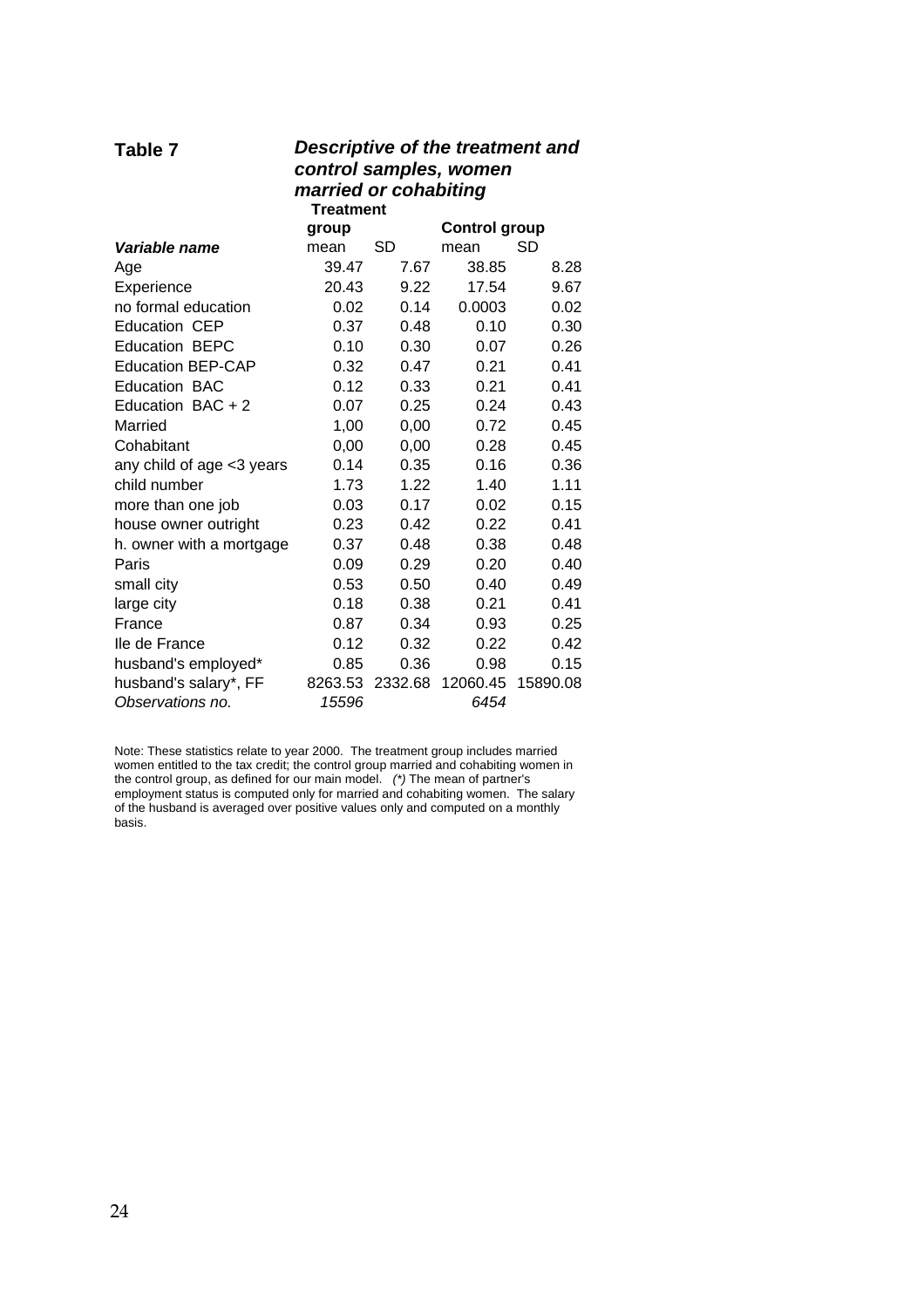**Table 7** ***Descriptive of the treatment and control samples, women married or cohabiting***

| *Variable name* | Treatment group | | Control group | |
|---|---|---|---|---|
| | mean | SD | mean | SD |
| Age | 39.47 | 7.67 | 38.85 | 8.28 |
| Experience | 20.43 | 9.22 | 17.54 | 9.67 |
| no formal education | 0.02 | 0.14 | 0.0003 | 0.02 |
| Education CEP | 0.37 | 0.48 | 0.10 | 0.30 |
| Education BEPC | 0.10 | 0.30 | 0.07 | 0.26 |
| Education BEP-CAP | 0.32 | 0.47 | 0.21 | 0.41 |
| Education BAC | 0.12 | 0.33 | 0.21 | 0.41 |
| Education BAC + 2 | 0.07 | 0.25 | 0.24 | 0.43 |
| Married | 1,00 | 0,00 | 0.72 | 0.45 |
| Cohabitant | 0,00 | 0,00 | 0.28 | 0.45 |
| any child of age <3 years | 0.14 | 0.35 | 0.16 | 0.36 |
| child number | 1.73 | 1.22 | 1.40 | 1.11 |
| more than one job | 0.03 | 0.17 | 0.02 | 0.15 |
| house owner outright | 0.23 | 0.42 | 0.22 | 0.41 |
| h. owner with a mortgage | 0.37 | 0.48 | 0.38 | 0.48 |
| Paris | 0.09 | 0.29 | 0.20 | 0.40 |
| small city | 0.53 | 0.50 | 0.40 | 0.49 |
| large city | 0.18 | 0.38 | 0.21 | 0.41 |
| France | 0.87 | 0.34 | 0.93 | 0.25 |
| Ile de France | 0.12 | 0.32 | 0.22 | 0.42 |
| husband's employed* | 0.85 | 0.36 | 0.98 | 0.15 |
| husband's salary*, FF | 8263.53 | 2332.68 | 12060.45 | 15890.08 |
| *Observations no.* | *15596* | | *6454* | |

Note: These statistics relate to year 2000. The treatment group includes married women entitled to the tax credit; the control group married and cohabiting women in the control group, as defined for our main model. *(\*)* The mean of partner's employment status is computed only for married and cohabiting women. The salary of the husband is averaged over positive values only and computed on a monthly basis.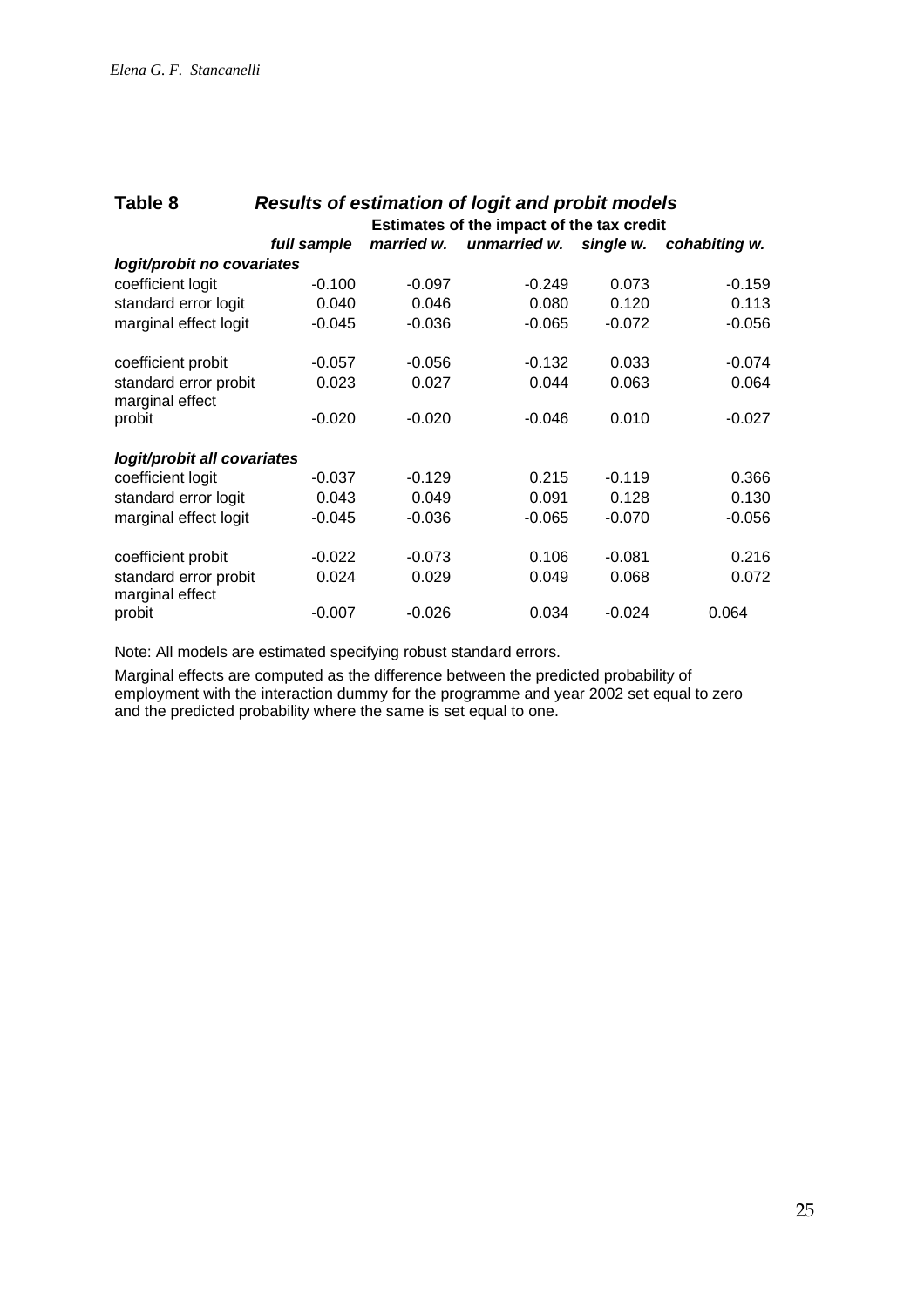## Table 8 *Results of estimation of logit and probit models*

| | Estimates of the impact of the tax credit | | | | |
|---|---|---|---|---|---|
| | *full sample* | *married w.* | *unmarried w.* | *single w.* | *cohabiting w.* |
| ***logit/probit no covariates*** | | | | | |
| coefficient logit | -0.100 | -0.097 | -0.249 | 0.073 | -0.159 |
| standard error logit | 0.040 | 0.046 | 0.080 | 0.120 | 0.113 |
| marginal effect logit | -0.045 | -0.036 | -0.065 | -0.072 | -0.056 |
| coefficient probit | -0.057 | -0.056 | -0.132 | 0.033 | -0.074 |
| standard error probit | 0.023 | 0.027 | 0.044 | 0.063 | 0.064 |
| marginal effect probit | -0.020 | -0.020 | -0.046 | 0.010 | -0.027 |
| ***logit/probit all covariates*** | | | | | |
| coefficient logit | -0.037 | -0.129 | 0.215 | -0.119 | 0.366 |
| standard error logit | 0.043 | 0.049 | 0.091 | 0.128 | 0.130 |
| marginal effect logit | -0.045 | -0.036 | -0.065 | -0.070 | -0.056 |
| coefficient probit | -0.022 | -0.073 | 0.106 | -0.081 | 0.216 |
| standard error probit | 0.024 | 0.029 | 0.049 | 0.068 | 0.072 |
| marginal effect probit | -0.007 | -0.026 | 0.034 | -0.024 | 0.064 |

Note: All models are estimated specifying robust standard errors.

Marginal effects are computed as the difference between the predicted probability of employment with the interaction dummy for the programme and year 2002 set equal to zero and the predicted probability where the same is set equal to one.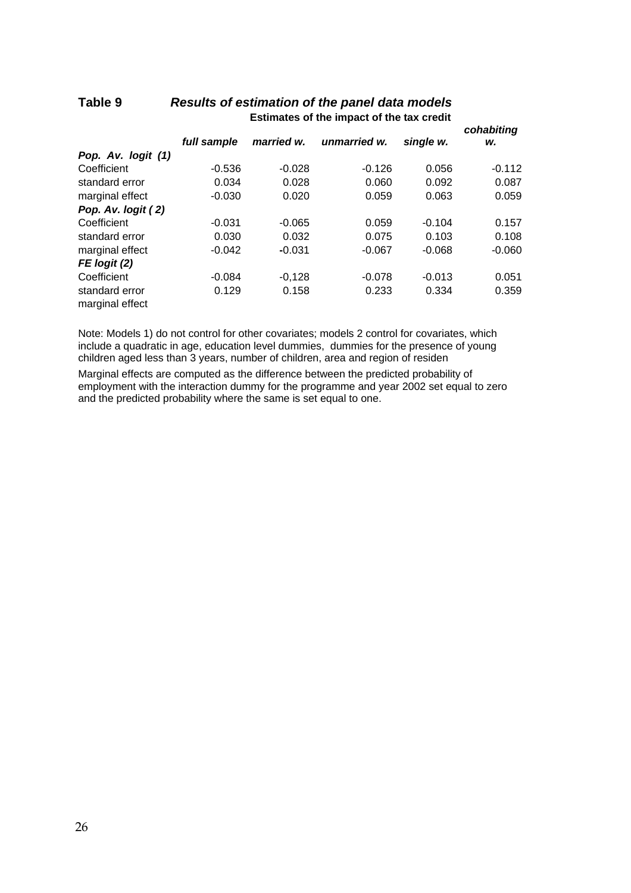**Table 9** ***Results of estimation of the panel data models***

**Estimates of the impact of the tax credit**

| | *full sample* | *married w.* | *unmarried w.* | *single w.* | *cohabiting w.* |
|---|---|---|---|---|---|
| ***Pop. Av. logit (1)*** | | | | | |
| Coefficient | -0.536 | -0.028 | -0.126 | 0.056 | -0.112 |
| standard error | 0.034 | 0.028 | 0.060 | 0.092 | 0.087 |
| marginal effect | -0.030 | 0.020 | 0.059 | 0.063 | 0.059 |
| ***Pop. Av. logit ( 2)*** | | | | | |
| Coefficient | -0.031 | -0.065 | 0.059 | -0.104 | 0.157 |
| standard error | 0.030 | 0.032 | 0.075 | 0.103 | 0.108 |
| marginal effect | -0.042 | -0.031 | -0.067 | -0.068 | -0.060 |
| ***FE logit (2)*** | | | | | |
| Coefficient | -0.084 | -0,128 | -0.078 | -0.013 | 0.051 |
| standard error | 0.129 | 0.158 | 0.233 | 0.334 | 0.359 |
| marginal effect | | | | | |

Note: Models 1) do not control for other covariates; models 2 control for covariates, which include a quadratic in age, education level dummies, dummies for the presence of young children aged less than 3 years, number of children, area and region of residen

Marginal effects are computed as the difference between the predicted probability of employment with the interaction dummy for the programme and year 2002 set equal to zero and the predicted probability where the same is set equal to one.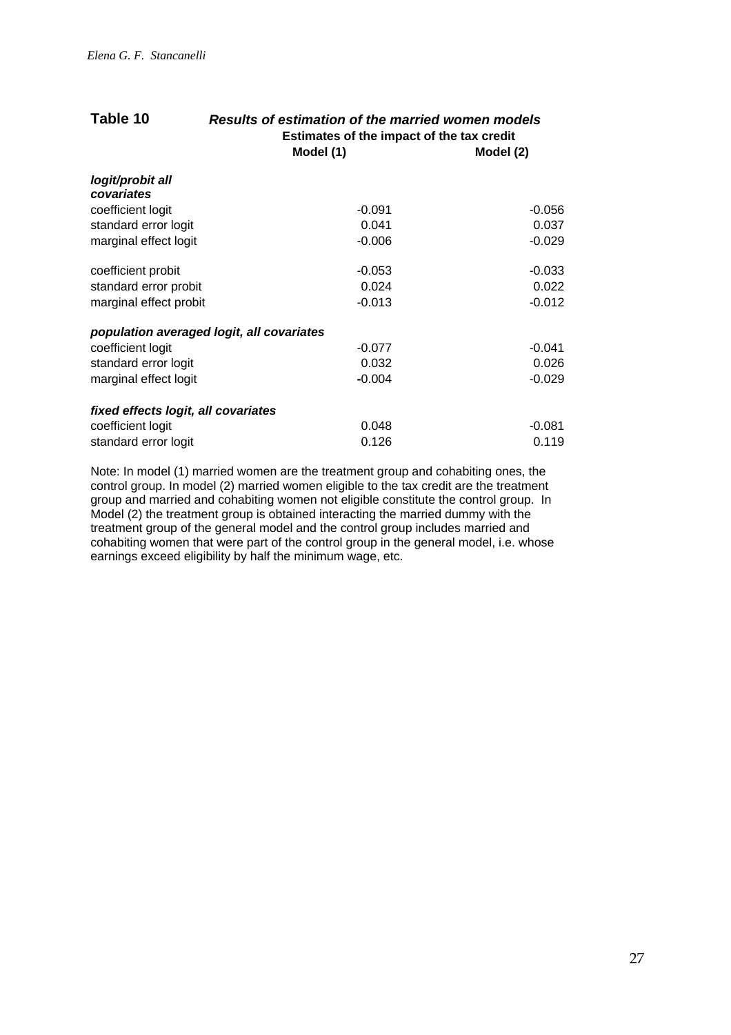**Table 10** ***Results of estimation of the married women models***

| | Estimates of the impact of the tax credit | |
|---|---|---|
| | **Model (1)** | **Model (2)** |
| ***logit/probit all covariates*** | | |
| coefficient logit | -0.091 | -0.056 |
| standard error logit | 0.041 | 0.037 |
| marginal effect logit | -0.006 | -0.029 |
| coefficient probit | -0.053 | -0.033 |
| standard error probit | 0.024 | 0.022 |
| marginal effect probit | -0.013 | -0.012 |
| ***population averaged logit, all covariates*** | | |
| coefficient logit | -0.077 | -0.041 |
| standard error logit | 0.032 | 0.026 |
| marginal effect logit | -0.004 | -0.029 |
| ***fixed effects logit, all covariates*** | | |
| coefficient logit | 0.048 | -0.081 |
| standard error logit | 0.126 | 0.119 |

Note: In model (1) married women are the treatment group and cohabiting ones, the control group. In model (2) married women eligible to the tax credit are the treatment group and married and cohabiting women not eligible constitute the control group. In Model (2) the treatment group is obtained interacting the married dummy with the treatment group of the general model and the control group includes married and cohabiting women that were part of the control group in the general model, i.e. whose earnings exceed eligibility by half the minimum wage, etc.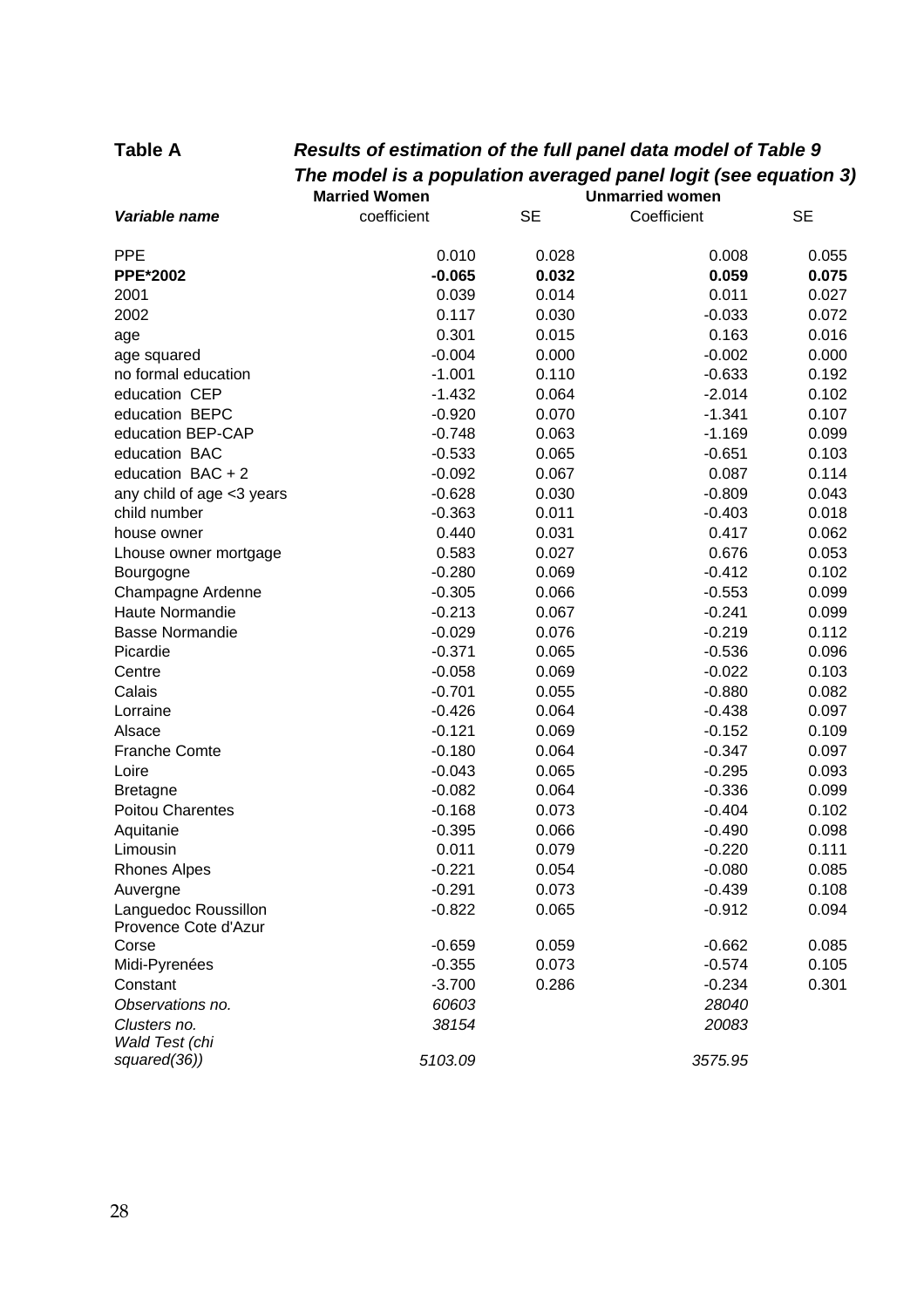**Table A** ***Results of estimation of the full panel data model of Table 9***

***The model is a population averaged panel logit (see equation 3)***

| | Married Women | | Unmarried women | |
|---|---|---|---|---|
| ***Variable name*** | coefficient | SE | Coefficient | SE |
| PPE | 0.010 | 0.028 | 0.008 | 0.055 |
| **PPE*2002** | **-0.065** | **0.032** | **0.059** | **0.075** |
| 2001 | 0.039 | 0.014 | 0.011 | 0.027 |
| 2002 | 0.117 | 0.030 | -0.033 | 0.072 |
| age | 0.301 | 0.015 | 0.163 | 0.016 |
| age squared | -0.004 | 0.000 | -0.002 | 0.000 |
| no formal education | -1.001 | 0.110 | -0.633 | 0.192 |
| education CEP | -1.432 | 0.064 | -2.014 | 0.102 |
| education BEPC | -0.920 | 0.070 | -1.341 | 0.107 |
| education BEP-CAP | -0.748 | 0.063 | -1.169 | 0.099 |
| education BAC | -0.533 | 0.065 | -0.651 | 0.103 |
| education BAC + 2 | -0.092 | 0.067 | 0.087 | 0.114 |
| any child of age <3 years | -0.628 | 0.030 | -0.809 | 0.043 |
| child number | -0.363 | 0.011 | -0.403 | 0.018 |
| house owner | 0.440 | 0.031 | 0.417 | 0.062 |
| Lhouse owner mortgage | 0.583 | 0.027 | 0.676 | 0.053 |
| Bourgogne | -0.280 | 0.069 | -0.412 | 0.102 |
| Champagne Ardenne | -0.305 | 0.066 | -0.553 | 0.099 |
| Haute Normandie | -0.213 | 0.067 | -0.241 | 0.099 |
| Basse Normandie | -0.029 | 0.076 | -0.219 | 0.112 |
| Picardie | -0.371 | 0.065 | -0.536 | 0.096 |
| Centre | -0.058 | 0.069 | -0.022 | 0.103 |
| Calais | -0.701 | 0.055 | -0.880 | 0.082 |
| Lorraine | -0.426 | 0.064 | -0.438 | 0.097 |
| Alsace | -0.121 | 0.069 | -0.152 | 0.109 |
| Franche Comte | -0.180 | 0.064 | -0.347 | 0.097 |
| Loire | -0.043 | 0.065 | -0.295 | 0.093 |
| Bretagne | -0.082 | 0.064 | -0.336 | 0.099 |
| Poitou Charentes | -0.168 | 0.073 | -0.404 | 0.102 |
| Aquitanie | -0.395 | 0.066 | -0.490 | 0.098 |
| Limousin | 0.011 | 0.079 | -0.220 | 0.111 |
| Rhones Alpes | -0.221 | 0.054 | -0.080 | 0.085 |
| Auvergne | -0.291 | 0.073 | -0.439 | 0.108 |
| Languedoc Roussillon | -0.822 | 0.065 | -0.912 | 0.094 |
| Provence Cote d'Azur Corse | -0.659 | 0.059 | -0.662 | 0.085 |
| Midi-Pyrenées | -0.355 | 0.073 | -0.574 | 0.105 |
| Constant | -3.700 | 0.286 | -0.234 | 0.301 |
| *Observations no.* | *60603* | | *28040* | |
| *Clusters no.* | *38154* | | *20083* | |
| *Wald Test (chi squared(36))* | *5103.09* | | *3575.95* | |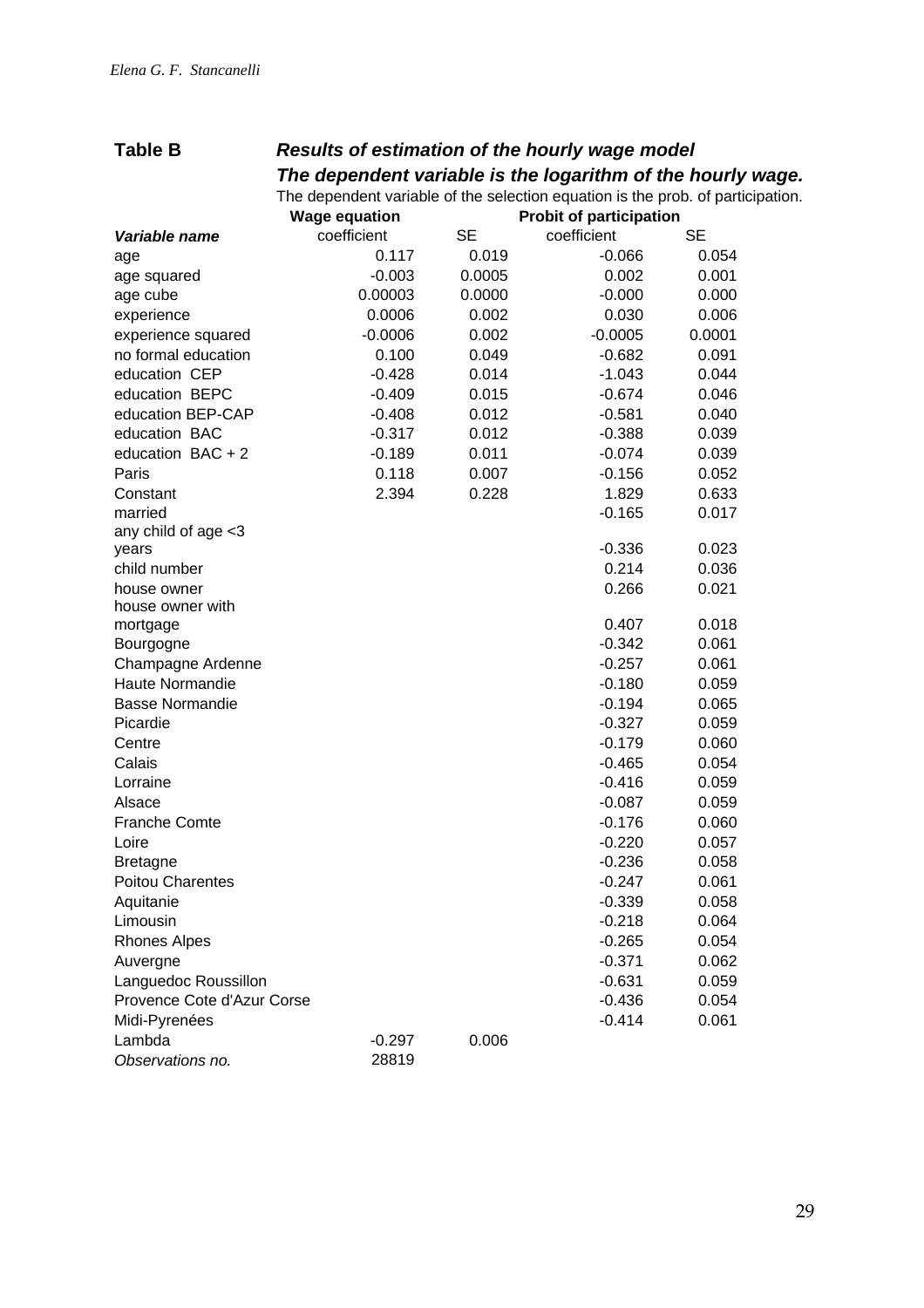**Table B** ***Results of estimation of the hourly wage model***

***The dependent variable is the logarithm of the hourly wage.***

The dependent variable of the selection equation is the prob. of participation.

| | **Wage equation** | | **Probit of participation** | |
|---|---|---|---|---|
| ***Variable name*** | coefficient | SE | coefficient | SE |
| age | 0.117 | 0.019 | -0.066 | 0.054 |
| age squared | -0.003 | 0.0005 | 0.002 | 0.001 |
| age cube | 0.00003 | 0.0000 | -0.000 | 0.000 |
| experience | 0.0006 | 0.002 | 0.030 | 0.006 |
| experience squared | -0.0006 | 0.002 | -0.0005 | 0.0001 |
| no formal education | 0.100 | 0.049 | -0.682 | 0.091 |
| education CEP | -0.428 | 0.014 | -1.043 | 0.044 |
| education BEPC | -0.409 | 0.015 | -0.674 | 0.046 |
| education BEP-CAP | -0.408 | 0.012 | -0.581 | 0.040 |
| education BAC | -0.317 | 0.012 | -0.388 | 0.039 |
| education BAC + 2 | -0.189 | 0.011 | -0.074 | 0.039 |
| Paris | 0.118 | 0.007 | -0.156 | 0.052 |
| Constant | 2.394 | 0.228 | 1.829 | 0.633 |
| married | | | -0.165 | 0.017 |
| any child of age <3 years | | | -0.336 | 0.023 |
| child number | | | 0.214 | 0.036 |
| house owner | | | 0.266 | 0.021 |
| house owner with mortgage | | | 0.407 | 0.018 |
| Bourgogne | | | -0.342 | 0.061 |
| Champagne Ardenne | | | -0.257 | 0.061 |
| Haute Normandie | | | -0.180 | 0.059 |
| Basse Normandie | | | -0.194 | 0.065 |
| Picardie | | | -0.327 | 0.059 |
| Centre | | | -0.179 | 0.060 |
| Calais | | | -0.465 | 0.054 |
| Lorraine | | | -0.416 | 0.059 |
| Alsace | | | -0.087 | 0.059 |
| Franche Comte | | | -0.176 | 0.060 |
| Loire | | | -0.220 | 0.057 |
| Bretagne | | | -0.236 | 0.058 |
| Poitou Charentes | | | -0.247 | 0.061 |
| Aquitanie | | | -0.339 | 0.058 |
| Limousin | | | -0.218 | 0.064 |
| Rhones Alpes | | | -0.265 | 0.054 |
| Auvergne | | | -0.371 | 0.062 |
| Languedoc Roussillon | | | -0.631 | 0.059 |
| Provence Cote d'Azur Corse | | | -0.436 | 0.054 |
| Midi-Pyrenées | | | -0.414 | 0.061 |
| Lambda | -0.297 | 0.006 | | |
| *Observations no.* | 28819 | | | |